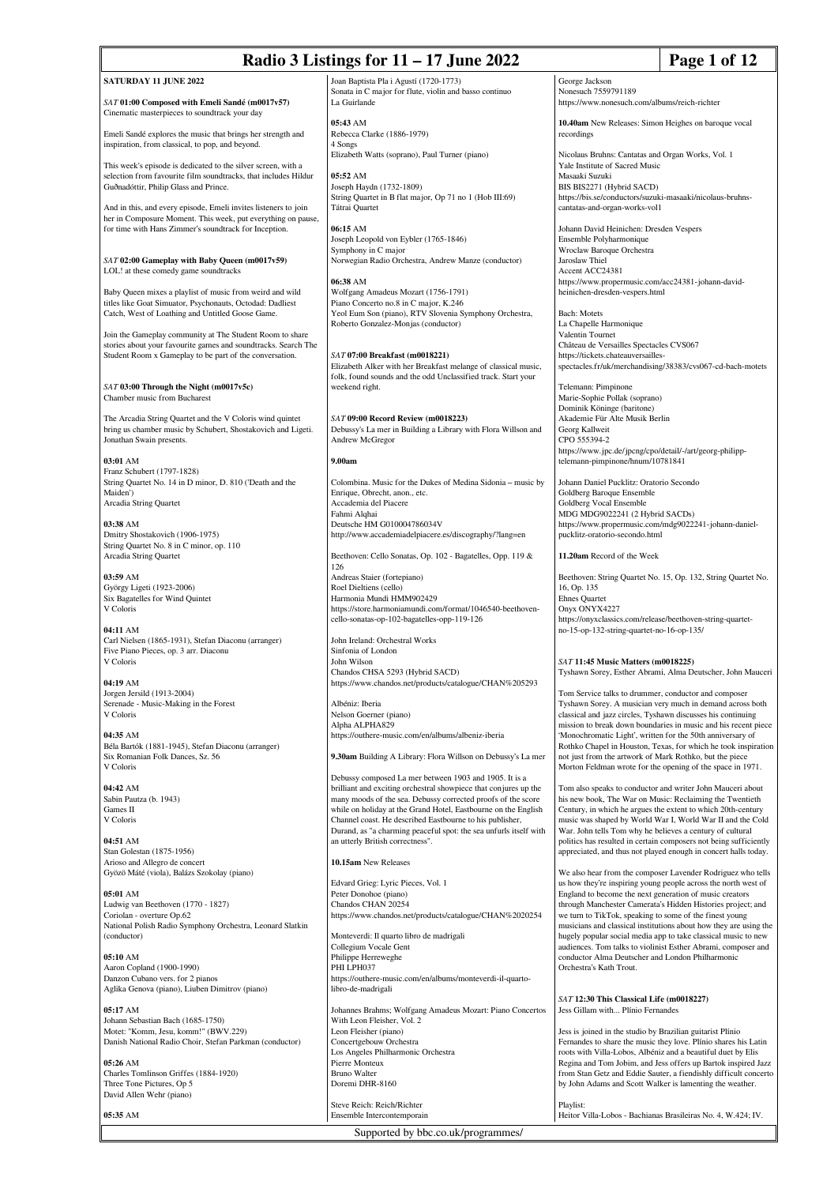# Radio 3 Listings for 11 – 17 June 2022

## SATURDAY 11 JUNE 2022

### *SAT* 01:00 Composed with Emeli Sandé (m0017v57)

Cinematic masterpieces to soundtrack your day

Emeli Sandé explores the music that brings her strength and inspiration, from classical, to pop, and beyond.

This week's episode is dedicated to the silver screen, with a selection from favourite film soundtracks, that includes Hildur Guðnadóttir, Philip Glass and Prince.

And in this, and every episode, Emeli invites listeners to join her in Composure Moment. This week, put everything on pause, for time with Hans Zimmer's soundtrack for Inception.

### *SAT* 02:00 Gameplay with Baby Queen (m0017v59)

LOL! at these comedy game soundtracks

Baby Queen mixes a playlist of music from weird and wild titles like Goat Simuator, Psychonauts, Octodad: Dadliest Catch, West of Loathing and Untitled Goose Game.

Join the Gameplay community at The Student Room to share stories about your favourite games and soundtracks. Search The Student Room x Gameplay to be part of the conversation.

### *SAT* 03:00 Through the Night (m0017v5c)

Chamber music from Bucharest

The Arcadia String Quartet and the V Coloris wind quintet bring us chamber music by Schubert, Shostakovich and Ligeti. Jonathan Swain presents.

**03:01** AM
Franz Schubert (1797-1828)
String Quartet No. 14 in D minor, D. 810 ('Death and the Maiden')
Arcadia String Quartet

**03:38** AM
Dmitry Shostakovich (1906-1975)
String Quartet No. 8 in C minor, op. 110
Arcadia String Quartet

**03:59** AM
György Ligeti (1923-2006)
Six Bagatelles for Wind Quintet
V Coloris

**04:11** AM
Carl Nielsen (1865-1931), Stefan Diaconu (arranger)
Five Piano Pieces, op. 3 arr. Diaconu
V Coloris

**04:19** AM
Jorgen Jersild (1913-2004)
Serenade - Music-Making in the Forest
V Coloris

**04:35** AM
Béla Bartók (1881-1945), Stefan Diaconu (arranger)
Six Romanian Folk Dances, Sz. 56
V Coloris

**04:42** AM
Sabin Pautza (b. 1943)
Games II
V Coloris

**04:51** AM
Stan Golestan (1875-1956)
Arioso and Allegro de concert
Győző Máté (viola), Balázs Szokolay (piano)

**05:01** AM
Ludwig van Beethoven (1770 - 1827)
Coriolan - overture Op.62
National Polish Radio Symphony Orchestra, Leonard Slatkin (conductor)

**05:10** AM
Aaron Copland (1900-1990)
Danzon Cubano vers. for 2 pianos
Aglika Genova (piano), Liuben Dimitrov (piano)

**05:17** AM
Johann Sebastian Bach (1685-1750)
Motet: "Komm, Jesu, komm!" (BWV.229)
Danish National Radio Choir, Stefan Parkman (conductor)

**05:26** AM
Charles Tomlinson Griffes (1884-1920)
Three Tone Pictures, Op 5
David Allen Wehr (piano)

**05:35** AM
Joan Baptista Pla i Agustí (1720-1773)
Sonata in C major for flute, violin and basso continuo
La Guirlande

**05:43** AM
Rebecca Clarke (1886-1979)
4 Songs
Elizabeth Watts (soprano), Paul Turner (piano)

**05:52** AM
Joseph Haydn (1732-1809)
String Quartet in B flat major, Op 71 no 1 (Hob III:69)
Tátrai Quartet

**06:15** AM
Joseph Leopold von Eybler (1765-1846)
Symphony in C major
Norwegian Radio Orchestra, Andrew Manze (conductor)

**06:38** AM
Wolfgang Amadeus Mozart (1756-1791)
Piano Concerto no.8 in C major, K.246
Yeol Eum Son (piano), RTV Slovenia Symphony Orchestra, Roberto Gonzalez-Monjas (conductor)

### *SAT* 07:00 Breakfast (m0018221)

Elizabeth Alker with her Breakfast melange of classical music, folk, found sounds and the odd Unclassified track. Start your weekend right.

### *SAT* 09:00 Record Review (m0018223)

Debussy's La mer in Building a Library with Flora Willson and Andrew McGregor

**9.00am**

Colombina. Music for the Dukes of Medina Sidonia – music by Enrique, Obrecht, anon., etc.
Accademia del Piacere
Fahmi Alqhai
Deutsche HM G010004786034V
http://www.accademiadelpiacere.es/discography/?lang=en

Beethoven: Cello Sonatas, Op. 102 - Bagatelles, Opp. 119 & 126
Andreas Staier (fortepiano)
Roel Dieltiens (cello)
Harmonia Mundi HMM902429
https://store.harmoniamundi.com/format/1046540-beethoven-cello-sonatas-op-102-bagatelles-opp-119-126

John Ireland: Orchestral Works
Sinfonia of London
John Wilson
Chandos CHSA 5293 (Hybrid SACD)
https://www.chandos.net/products/catalogue/CHAN%205293

Albéniz: Iberia
Nelson Goerner (piano)
Alpha ALPHA829
https://outhere-music.com/en/albums/albeniz-iberia

**9.30am** Building A Library: Flora Willson on Debussy's La mer

Debussy composed La mer between 1903 and 1905. It is a brilliant and exciting orchestral showpiece that conjures up the many moods of the sea. Debussy corrected proofs of the score while on holiday at the Grand Hotel, Eastbourne on the English Channel coast. He described Eastbourne to his publisher, Durand, as "a charming peaceful spot: the sea unfurls itself with an utterly British correctness".

**10.15am** New Releases

Edvard Grieg: Lyric Pieces, Vol. 1
Peter Donohoe (piano)
Chandos CHAN 20254
https://www.chandos.net/products/catalogue/CHAN%2020254

Monteverdi: Il quarto libro de madrigali
Collegium Vocale Gent
Philippe Herreweghe
PHI LPH037
https://outhere-music.com/en/albums/monteverdi-il-quarto-libro-de-madrigali

Johannes Brahms; Wolfgang Amadeus Mozart: Piano Concertos With Leon Fleisher, Vol. 2
Leon Fleisher (piano)
Concertgebouw Orchestra
Los Angeles Philharmonic Orchestra
Pierre Monteux
Bruno Walter
Doremi DHR-8160

Steve Reich: Reich/Richter
Ensemble Intercontemporain
George Jackson
Nonesuch 7559791189
https://www.nonesuch.com/albums/reich-richter

**10.40am** New Releases: Simon Heighes on baroque vocal recordings

Nicolaus Bruhns: Cantatas and Organ Works, Vol. 1
Yale Institute of Sacred Music
Masaaki Suzuki
BIS BIS2271 (Hybrid SACD)
https://bis.se/conductors/suzuki-masaaki/nicolaus-bruhns-cantatas-and-organ-works-vol1

Johann David Heinichen: Dresden Vespers
Ensemble Polyharmonique
Wroclaw Baroque Orchestra
Jaroslaw Thiel
Accent ACC24381
https://www.propermusic.com/acc24381-johann-david-heinichen-dresden-vespers.html

Bach: Motets
La Chapelle Harmonique
Valentin Tournet
Château de Versailles Spectacles CVS067
https://tickets.chateauversailles-spectacles.fr/uk/merchandising/38383/cvs067-cd-bach-motets

Telemann: Pimpinone
Marie-Sophie Pollak (soprano)
Dominik Köninge (baritone)
Akademie Für Alte Musik Berlin
Georg Kallweit
CPO 555394-2
https://www.jpc.de/jpcng/cpo/detail/-/art/georg-philipp-telemann-pimpinone/hnum/10781841

Johann Daniel Pucklitz: Oratorio Secondo
Goldberg Baroque Ensemble
Goldberg Vocal Ensemble
MDG MDG9022241 (2 Hybrid SACDs)
https://www.propermusic.com/mdg9022241-johann-daniel-pucklitz-oratorio-secondo.html

**11.20am** Record of the Week

Beethoven: String Quartet No. 15, Op. 132, String Quartet No. 16, Op. 135
Ehnes Quartet
Onyx ONYX4227
https://onyxclassics.com/release/beethoven-string-quartet-no-15-op-132-string-quartet-no-16-op-135/

### *SAT* 11:45 Music Matters (m0018225)

Tyshawn Sorey, Esther Abrami, Alma Deutscher, John Mauceri

Tom Service talks to drummer, conductor and composer Tyshawn Sorey. A musician very much in demand across both classical and jazz circles, Tyshawn discusses his continuing mission to break down boundaries in music and his recent piece 'Monochromatic Light', written for the 50th anniversary of Rothko Chapel in Houston, Texas, for which he took inspiration not just from the artwork of Mark Rothko, but the piece Morton Feldman wrote for the opening of the space in 1971.

Tom also speaks to conductor and writer John Mauceri about his new book, The War on Music: Reclaiming the Twentieth Century, in which he argues the extent to which 20th-century music was shaped by World War I, World War II and the Cold War. John tells Tom why he believes a century of cultural politics has resulted in certain composers not being sufficiently appreciated, and thus not played enough in concert halls today.

We also hear from the composer Lavender Rodriguez who tells us how they're inspiring young people across the north west of England to become the next generation of music creators through Manchester Camerata's Hidden Histories project; and we turn to TikTok, speaking to some of the finest young musicians and classical institutions about how they are using the hugely popular social media app to take classical music to new audiences. Tom talks to violinist Esther Abrami, composer and conductor Alma Deutscher and London Philharmonic Orchestra's Kath Trout.

### *SAT* 12:30 This Classical Life (m0018227)

Jess Gillam with... Plínio Fernandes

Jess is joined in the studio by Brazilian guitarist Plínio Fernandes to share the music they love. Plínio shares his Latin roots with Villa-Lobos, Albéniz and a beautiful duet by Elis Regina and Tom Jobim, and Jess offers up Bartok inspired Jazz from Stan Getz and Eddie Sauter, a fiendishly difficult concerto by John Adams and Scott Walker is lamenting the weather.

Playlist:
Heitor Villa-Lobos - Bachianas Brasileiras No. 4, W.424; IV.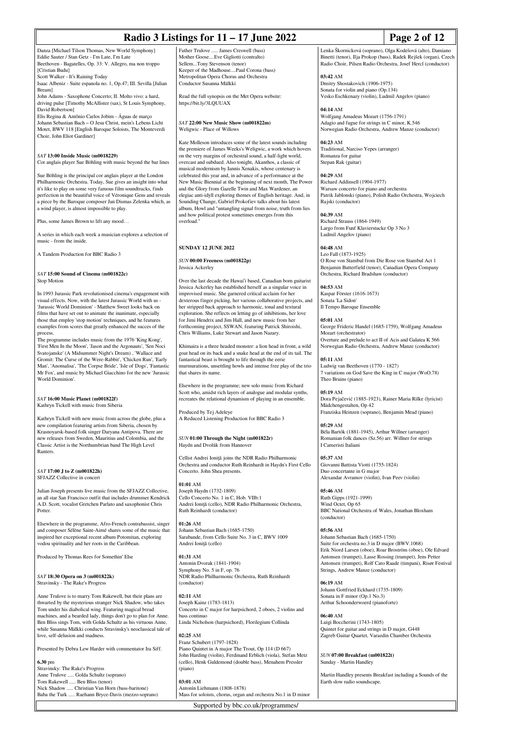Danza [Michael Tilson Thomas, New World Symphony]
Eddie Sauter / Stan Getz - I'm Late, I'm Late
Beethoven - Bagatelles, Op. 33: V. Allegro, ma non troppo [Cristian Budu]
Scott Walker - It's Raining Today
Isaac Albeniz - Suite espanola no. 1, Op.47; III. Sevilla [Julian Bream]
John Adams - Saxophone Concerto; II. Molto vivo: a hard, driving pulse [Timothy McAllister (sax), St Louis Symphony, David Robertson]
Elis Regina & Antônio Carlos Jobim - Águas de março
Johann Sebastian Bach – O Jesu Christ, mein's Lebens Licht Motet, BWV 118 [English Baroque Soloists, The Monteverdi Choir, John Eliot Gardiner]

*SAT* **13:00 Inside Music (m0018229)**
Cor anglais player Sue Böhling with music beyond the bar lines

Sue Böhling is the principal cor anglais player at the London Philharmonic Orchestra. Today, Sue gives an insight into what it's like to play on some very famous film soundtracks, finds perfection in the beautiful voice of Véronique Gens and reveals a piece by the Baroque composer Jan Dismas Zelenka which, as a wind player, is almost impossible to play.

Plus, some James Brown to lift any mood…

A series in which each week a musician explores a selection of music - from the inside.

A Tandem Production for BBC Radio 3

*SAT* **15:00 Sound of Cinema (m001822c)**
Stop Motion

In 1993 Jurassic Park revolutionised cinema's engagement with visual effects. Now, with the latest Jurassic World with us - 'Jurassic World Dominion' - Matthew Sweet looks back on films that have set out to animate the inanimate, especially those that employ 'stop motion' techniques, and he features examples from scores that greatly enhanced the succes of the process.
The programme includes music from the 1976 'King Kong', 'First Men In the Moon', 'Jason and the Argonauts', 'Sen Noci Svatojanske' (A Midsummer Night's Dream) , 'Wallace and Gromit: The Curse of the Were-Rabbit', 'Chicken Run', 'Early Man', 'Anomalisa', 'The Corpse Bride', 'Isle of Dogs', 'Fantastic Mr Fox', and music by Michael Giacchino for the new 'Jurassic World Dominion'.

*SAT* **16:00 Music Planet (m001822f)**
Kathryn Tickell with music from Siberia

Kathryn Tickell with new music from across the globe, plus a new compilation featuring artists from Siberia, chosen by Krasnoyarsk-based folk singer Daryana Antipova. There are new releases from Sweden, Mauritius and Colombia, and the Classic Artist is the Northumbrian band The High Level Ranters.

*SAT* **17:00 J to Z (m001822h)**
SFJAZZ Collective in concert

Julian Joseph presents live music from the SFJAZZ Collective, an all star San Francisco outfit that includes drummer Kendrick A.D. Scott, vocalist Gretchen Parlato and saxophonist Chris Potter.

Elsewhere in the programme, Afro-French contrabassist, singer and composer Sélène Saint-Aimé shares some of the music that inspired her exceptional recent album Potomitan, exploring vodou spirituality and her roots in the Caribbean.

Produced by Thomas Rees for Somethin' Else

*SAT* **18:30 Opera on 3 (m001822k)**
Stravinsky - The Rake's Progress

Anne Trulove is to marry Tom Rakewell, but their plans are thwarted by the mysterious stranger Nick Shadow, who takes Tom under his diabolical wing. Featuring magical bread machines, and a bearded lady, things don't go to plan for Anne. Ben Bliss sings Tom, with Golda Schultz as his virtuous Anne, while Susanna Mälkki conducts Stravinsky's neoclassical tale of love, self-delusion and madness.

Presented by Debra Lew Harder with commentator Ira Siff.

**6.30** pm
Stravinsky: The Rake's Progress
Anne Trulove ..... Golda Schultz (soprano)
Tom Rakewell ..... Ben Bliss (tenor)
Nick Shadow ..... Christian Van Horn (bass-baritone)
Baba the Turk ..... Raehann Bryce-Davis (mezzo-soprano)
Father Trulove ..... James Creswell (bass)
Mother Goose....Eve Gigliotti (contralto)
Sellem...Tony Stevenson (tenor)
Keeper of the Madhouse....Paul Corona (bass)
Metropolitan Opera Chorus and Orchestra
Conductor Susanna Mälkki

Read the full synopsis on the Met Opera website:
https://bit.ly/3LQUUAX

*SAT* **22:00 New Music Show (m001822m)**
Weligwic - Place of Willows

Kate Molleson introduces some of the latest sounds including the premiere of James Weeks's Weligwic, a work which hovers on the very margins of orchestral sound, a half-light world, overcast and subdued. Also tonight, Akanthos, a classic of musical modernism by Iannis Xenakis, whose centenary is celebrated this year and, in advance of a performance at the New Music Biennial at the beginning of next month, The Power and the Glory from Gazelle Twin and Max Wardener, an elegiac anti-idyll exploring themes of English heritage. And, in Sounding Change, Gabriel Prokofiev talks about his latest album, Howl and "untangling signal from noise, truth from lies and how political protest sometimes emerges from this overload."

## SUNDAY 12 JUNE 2022

*SUN* **00:00 Freeness (m001822p)**
Jessica Ackerley

Over the last decade the Hawai'i based, Canadian born guitarist Jessica Ackerley has established herself as a singular voice in improvised music. She garnered critical acclaim for her dexterous finger picking, her various collaborative projects, and her stripped back approach to harmonic, tonal and textural exploration. She reflects on letting go of inhibitions, her love for Jimi Hendrix and Jim Hall, and new music from her forthcoming project, SSWAN, featuring Patrick Shiroishi, Chris Williams, Luke Stewart and Jason Nazary.

Khimaira is a three headed monster: a lion head in front, a wild goat head on its back and a snake head at the end of its tail. The fantastical beast is brought to life through the eerie murmurations, unsettling howls and intense free play of the trio that shares its name.

Elsewhere in the programme: new solo music from Richard Scott who, amidst rich layers of analogue and modular synths, recreates the relational dynamism of playing in an ensemble.

Produced by Tej Adeleye
A Reduced Listening Production for BBC Radio 3

*SUN* **01:00 Through the Night (m001822r)**
Haydn and Dvořák from Hannover

Cellist Andrei Ioniță joins the NDR Radio Philharmonic Orchestra and conductor Ruth Reinhardt in Haydn's First Cello Concerto. John Shea presents.

**01:01** AM
Joseph Haydn (1732-1809)
Cello Concerto No. 1 in C, Hob. VIIb:1
Andrei Ioniță (cello), NDR Radio Philharmonic Orchestra, Ruth Reinhardt (conductor)

**01:26** AM
Johann Sebastian Bach (1685-1750)
Sarabande, from Cello Suite No. 3 in C, BWV 1009
Andrei Ioniță (cello)

**01:31** AM
Antonin Dvorak (1841-1904)
Symphony No. 5 in F, op. 76
NDR Radio Philharmonic Orchestra, Ruth Reinhardt (conductor)

**02:11** AM
Joseph Kainz (1783-1813)
Concerto in C major for harpsichord, 2 oboes, 2 violins and bass continuo
Linda Nicholson (harpsichord), Florilegium Collinda

**02:25** AM
Franz Schubert (1797-1828)
Piano Quintet in A major The Trout, Op 114 (D 667)
John Harding (violin), Ferdinand Erblich (viola), Stefan Metz (cello), Henk Guldemond (double bass), Menahem Pressler (piano)

**03:01** AM
Antonín Liehmann (1808-1878)
Mass for soloists, chorus, organ and orchestra No.1 in D minor
Lenka Škornicková (soprano), Olga Kodešová (alto), Damiano Binetti (tenor), Ilja Prokop (bass), Radek Rejšek (organ), Czech Radio Choir, Pilsen Radio Orchestra, Josef Hercl (conductor)

**03:42** AM
Dmitry Shostakovich (1906-1975)
Sonata for violin and piano (Op.134)
Vesko Eschkenazy (violin), Ludmil Angelov (piano)

**04:14** AM
Wolfgang Amadeus Mozart (1756-1791)
Adagio and fugue for strings in C minor, K.546
Norwegian Radio Orchestra, Andrew Manze (conductor)

**04:23** AM
Traditional, Narciso Yepes (arranger)
Romanza for guitar
Stepan Rak (guitar)

**04:29** AM
Richard Addinsell (1904-1977)
Warsaw concerto for piano and orchestra
Patrik Jablonski (piano), Polish Radio Orchestra, Wojciech Rajski (conductor)

**04:39** AM
Richard Strauss (1864-1949)
Largo from Funf Klavierstucke Op 3 No 3
Ludmil Angelov (piano)

**04:48** AM
Leo Fall (1873-1925)
O Rose von Stambul from Die Rose von Stambul Act 1
Benjamin Butterfield (tenor), Canadian Opera Company Orchestra, Richard Bradshaw (conductor)

**04:53** AM
Kaspar Förster (1616-1673)
Sonata 'La Sidon'
Il Tempo Baroque Ensemble

**05:01** AM
George Frideric Handel (1685-1759), Wolfgang Amadeus Mozart (orchestrator)
Overture and prelude to act II of Acis and Galatea K 566
Norwegian Radio Orchestra, Andrew Manze (conductor)

**05:11** AM
Ludwig van Beethoven (1770 - 1827)
7 variations on God Save the King in C major (WoO.78)
Theo Bruins (piano)

**05:19** AM
Dora Pejačević (1885-1923), Rainer Maria Rilke (lyricist)
Mädchengestalten, Op 42
Franziska Heinzen (soprano), Benjamin Mead (piano)

**05:29** AM
Béla Bartók (1881-1945), Arthur Willner (arranger)
Romanian folk dances (Sz.56) arr. Willner for strings
I Cameristi Italiani

**05:37** AM
Giovanni Battista Viotti (1755-1824)
Duo concertante in G major
Alexandar Avramov (violin), Ivan Peev (violin)

**05:46** AM
Ruth Gipps (1921-1999)
Wind Octet, Op 65
BBC National Orchestra of Wales, Jonathan Bloxham (conductor)

**05:56** AM
Johann Sebastian Bach (1685-1750)
Suite for orchestra no.3 in D major (BWV.1068)
Erik Niord Larsen (oboe), Roar Broström (oboe), Ole Edvard Antonsen (trumpet), Lasse Rossing (trumpet), Jens Petter Antonsen (trumpet), Rolf Cato Raade (timpani), Risør Festival Strings, Andrew Manze (conductor)

**06:19** AM
Johann Gottfried Eckhard (1735-1809)
Sonata in F minor (Op.1 No.3)
Arthur Schoonderwoerd (pianoforte)

**06:40** AM
Luigi Boccherini (1743-1805)
Quintet for guitar and strings in D major, G448
Zagreb Guitar Quartet, Varazdin Chamber Orchestra

*SUN* **07:00 Breakfast (m001822t)**
Sunday - Martin Handley

Martin Handley presents Breakfast including a Sounds of the Earth slow radio soundscape.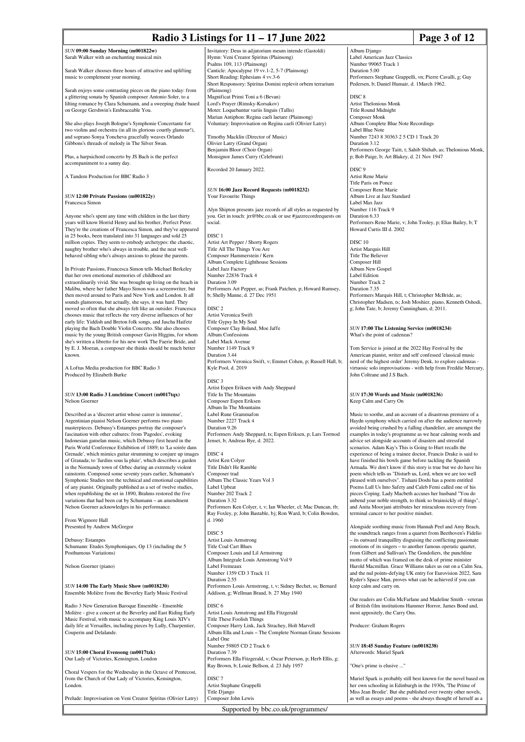*SUN* **09:00 Sunday Morning (m001822w)**
Sarah Walker with an enchanting musical mix

Sarah Walker chooses three hours of attractive and uplifting music to complement your morning.

Sarah enjoys some contrasting pieces on the piano today: from a glittering sonata by Spanish composer Antonio Soler, to a lilting romance by Clara Schumann, and a sweeping étude based on George Gershwin's Embraceable You.

She also plays Joseph Bologne's Symphonie Concertante for two violins and orchestra (in all its glorious courtly glamour!), and soprano Sonya Yoncheva gracefully weaves Orlando Gibbons's threads of melody in The Silver Swan.

Plus, a harpsichord concerto by JS Bach is the perfect accompaniment to a sunny day.

A Tandem Production for BBC Radio 3

*SUN* **12:00 Private Passions (m001822y)**
Francesca Simon

Anyone who's spent any time with children in the last thirty years will know Horrid Henry and his brother, Perfect Peter. They're the creations of Francesca Simon, and they've appeared in 25 books, been translated into 31 languages and sold 25 million copies. They seem to embody archetypes: the chaotic, naughty brother who's always in trouble, and the neat well-behaved sibling who's always anxious to please the parents.

In Private Passions, Francesca Simon tells Michael Berkeley that her own emotional memories of childhood are extraordinarily vivid. She was brought up living on the beach in Malibu, where her father Mayo Simon was a screenwriter, but then moved around to Paris and New York and London. It all sounds glamorous, but actually, she says, it was hard. They moved so often that she always felt like an outsider. Francesca chooses music that reflects the very diverse influences of her early life: Yiddish and Breton folk songs, and Jascha Haifetz playing the Bach Double Violin Concerto. She also chooses music by the young British composer Gavin Higgins, for whom she's written a libretto for his new work The Faerie Bride, and by E. J. Moeran, a composer she thinks should be much better known.

A Loftus Media production for BBC Radio 3
Produced by Elizabeth Burke

*SUN* **13:00 Radio 3 Lunchtime Concert (m0017tqx)**
Nelson Goerner

Described as a 'discreet artist whose career is immense', Argentinian pianist Nelson Goerner performs two piano masterpieces. Debussy's Estampes portray the composer's fascination with other cultures: from 'Pagodes', evoking Indonesian gamelan music, which Debussy first heard in the Paris World Conference Exhibition of 1889; to 'La soirée dans Grenade', which mimics guitar strumming to conjure up images of Granada; to 'Jardins sous la pluie', which describes a garden in the Normandy town of Orbec during an extremely violent rainstorm. Composed some seventy years earlier, Schumann's Symphonic Studies test the technical and emotional capabilities of any pianist. Originally published as a set of twelve studies, when republishing the set in 1890, Brahms restored the five variations that had been cut by Schumann – an amendment Nelson Goerner acknowledges in his performance.

From Wigmore Hall
Presented by Andrew McGregor

Debussy: Estampes
Schumann: Etudes Symphoniques, Op 13 (including the 5 Posthumous Variations)

Nelson Goerner (piano)

*SUN* **14:00 The Early Music Show (m0018230)**
Ensemble Molière from the Beverley Early Music Festival

Radio 3 New Generation Baroque Ensemble - Ensemble Molière - give a concert at the Beverley and East Riding Early Music Festival, with music to accompany King Louis XIV's daily life at Versailles, including pieces by Lully, Charpentier, Couperin and Delalande.

*SUN* **15:00 Choral Evensong (m0017tzk)**
Our Lady of Victories, Kensington, London

Choral Vespers for the Wednesday in the Octave of Pentecost, from the Church of Our Lady of Victories, Kensington, London.

Prelude: Improvisation on Veni Creator Spiritus (Olivier Latry)
Invitatory: Deus in adjutorium meum intende (Gastoldi)
Hymn: Veni Creator Spiritus (Plainsong)
Psalms 109, 113 (Plainsong)
Canticle: Apocalypse 19 vv.1-2, 5-7 (Plainsong)
Short Reading: Ephesians 4 vv.3-6
Short Responsory: Spiritus Domini replevit orbem terrarium (Plainsong)
Magnificat Primi Toni a 6 (Bevan)
Lord's Prayer (Rimsky-Korsakov)
Motet: Loquebantur variis linguis (Tallis)
Marian Antiphon: Regina caeli laetare (Plainsong)
Voluntary: Improvisation on Regina caeli (Olivier Latry)

Timothy Macklin (Director of Music)
Olivier Latry (Grand Organ)
Benjamin Bloor (Choir Organ)
Monsignor James Curry (Celebrant)

Recorded 20 January 2022.

*SUN* **16:00 Jazz Record Requests (m0018232)**
Your Favourite Things

Alyn Shipton presents jazz records of all styles as requested by you. Get in touch: jrr@bbc.co.uk or use #jazzrecordrequests on social.

DISC 1
Artist Art Pepper / Shorty Rogers
Title All The Things You Are
Composer Hammerstein / Kern
Album Complete Lighthouse Sessions
Label Jazz Factory
Number 22836 Track 4
Duration 3.09
Performers Art Pepper, as; Frank Patchen, p; Howard Rumsey, b; Shelly Manne, d. 27 Dec 1951

DISC 2
Artist Veronica Swift
Title Gypsy In My Soul
Composer Clay Boland, Moe Jaffe
Album Confessions
Label Mack Avenue
Number 1149 Track 9
Duration 3.44
Performers Veronica Swift, v; Emmet Cohen, p; Russell Hall, b; Kyle Pool, d. 2019

DISC 3
Artist Espen Eriksen with Andy Sheppard
Title In The Mountains
Composer Espen Eriksen
Album In The Mountains
Label Rune Grammafon
Number 2227 Track 4
Duration 9.26
Performers Andy Sheppard, ts; Espen Eriksen, p; Lars Tormod Jenset, b; Andreas Bye, d. 2022.

DISC 4
Artist Ken Colyer
Title Didn't He Ramble
Composer trad
Album The Classic Years Vol 3
Label Upbeat
Number 202 Track 2
Duration 3.32
Performers Ken Colyer, t, v; Ian Wheeler, cl; Mac Duncan, tb; Ray Foxley, p; John Bastable, bj; Ron Ward, b; Colin Bowden, d. 1960

DISC 5
Artist Louis Armstrong
Title Coal Cart Blues
Composer Louis and Lil Armstrong
Album Integrale Louis Armstrong Vol 9
Label Fremeaux
Number 1359 CD 3 Track 11
Duration 2.55
Performers Louis Armstrong, t, v; Sidney Bechet, ss; Bernard Addison, g; Wellman Braud, b. 27 May 1940

DISC 6
Artist Louis Armstrong and Ella Fitzgerald
Title These Foolish Things
Composer Harry Link, Jack Strachey, Holt Marvell
Album Ella and Louis – The Complete Norman Granz Sessions
Label One
Number 59805 CD 2 Track 6
Duration 7.39
Performers Ella Fitzgerald, v; Oscar Peterson, p; Herb Ellis, g; Ray Brown, b; Louie Bellson, d. 23 July 1957

DISC 7
Artist Stephane Grappelli
Title Django
Composer John Lewis
Album Django
Label American Jazz Classics
Number 99065 Track 1
Duration 5.00
Performers Stephane Grappelli, vn; Pierre Cavalli, g; Guy Pedersen, b; Daniel Humair, d. 1March 1962.

DISC 8
Artist Thelonious Monk
Title Round Midnight
Composer Monk
Album Complete Blue Note Recordings
Label Blue Note
Number 7243 8 30363 2 5 CD 1 Track 20
Duration 3.12
Performers George Taitt, t; Sahib Shihab, as; Thelonious Monk, p; Bob Paige, b; Art Blakey, d. 21 Nov 1947

DISC 9
Artist Rene Marie
Title Paris on Ponce
Composer Rene Marie
Album Live at Jazz Standard
Label Max Jazz
Number 116 Track 9
Duration 6.33
Performers Rene Marie, v; John Tooley, p; Elias Bailey, b; T Howard Curtis III d. 2002

DISC 10
Artist Marquis Hill
Title The Believer
Composer Hill
Album New Gospel
Label Edition
Number Track 2
Duration 7.35
Performers Marquis Hill, t; Christopher McBride, as; Christopher Madsen, ts; Josh Moshier, piano, Kenneth Oshodi, g; John Tate, b; Jeremy Cunningham, d; 2011.

*SUN* **17:00 The Listening Service (m0018234)**
What's the point of cadenzas?

Tom Service is joined at the 2022 Hay Festival by the American pianist, writer and self confessed 'classical music nerd of the highest order' Jeremy Denk, to explore cadenzas - virtuosic solo improvisations - with help from Freddie Mercury, John Coltrane and J.S Bach.

*SUN* **17:30 Words and Music (m0018236)**
Keep Calm and Carry On

Music to soothe, and an account of a disastrous premiere of a Haydn symphony which carried on after the audience narrowly avoided being crushed by a falling chandelier, are amongst the examples in today's programme as we hear calming words and advice set alongside accounts of disasters and stressful scenarios. Adam Kay's This is Going to Hurt recalls the experience of being a trainee doctor, Francis Drake is said to have finished his bowls game before tackling the Spanish Armada. We don't know if this story is true but we do have his poem which tells us "Disturb us, Lord, when we are too well pleased with ourselves". Tishani Doshi has a poem entitled Poems Lull Us Into Safety and Caleb Femi called one of his pieces Coping. Lady Macbeth accuses her husband "You do unbend your noble strength, to think so brainsickly of things", and Anita Moorjani attributes her miraculous recovery from terminal cancer to her positive mindset.

Alongside soothing music from Hannah Peel and Amy Beach, the soundtrack ranges from a quartet from Beethoven's Fidelio – its outward tranquillity disguising the conflicting passionate emotions of its singers – to another famous operatic quartet, from Gilbert and Sullivan's The Gondoliers, the punchline motto of which was framed on the desk of prime minister Harold Macmillan. Grace Williams takes us out on a Calm Sea, and the nul points-defying UK entry for Eurovision 2022, Sam Ryder's Space Man, proves what can be achieved if you can keep calm and carry on.

Our readers are Colin McFarlane and Madeline Smith - veteran of British film institutions Hammer Horror, James Bond and, most appositely, the Carry Ons.

Producer: Graham Rogers

*SUN* **18:45 Sunday Feature (m0018238)**
Afterwords: Muriel Spark

"One's prime is elusive ..."

Muriel Spark is probably still best known for the novel based on her own schooling in Edinburgh in the 1930s, 'The Prime of Miss Jean Brodie'. But she published over twenty other novels, as well as essays and poems - she always thought of herself as a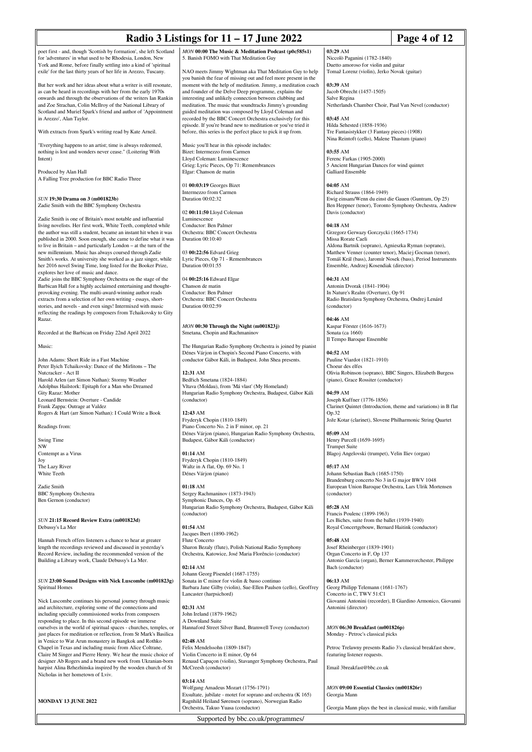poet first - and, though 'Scottish by formation', she left Scotland for 'adventures' in what used to be Rhodesia, London, New York and Rome, before finally settling into a kind of 'spiritual exile' for the last thirty years of her life in Arezzo, Tuscany.

But her work and her ideas about what a writer is still resonate, as can be heard in recordings with her from the early 1970s onwards and through the observations of the writers Ian Rankin and Zoe Strachan, Colin McIlroy of the National Library of Scotland and Muriel Spark's friend and author of 'Appointment in Arezzo', Alan Taylor.

With extracts from Spark's writing read by Kate Arneil.

"Everything happens to an artist; time is always redeemed, nothing is lost and wonders never cease." (Loitering With Intent)

Produced by Alan Hall
A Falling Tree production for BBC Radio Three

*SUN* **19:30 Drama on 3 (m001823b)**
Zadie Smith with the BBC Symphony Orchestra

Zadie Smith is one of Britain's most notable and influential living novelists. Her first work, White Teeth, completed while the author was still a student, became an instant hit when it was published in 2000. Soon enough, she came to define what it was to live in Britain – and particularly London – at the turn of the new millennium. Music has always coursed through Zadie Smith's works. At university she worked as a jazz singer, while her 2016 novel Swing Time, long listed for the Booker Prize, explores her love of music and dance.
Zadie joins the BBC Symphony Orchestra on the stage of the Barbican Hall for a highly acclaimed entertaining and thought-provoking evening. The multi-award-winning author reads extracts from a selection of her own writing - essays, short-stories, and novels - and even sings! Intermixed with music reflecting the readings by composers from Tchaikovsky to Gity Razaz.

Recorded at the Barbican on Friday 22nd April 2022

Music:

John Adams: Short Ride in a Fast Machine
Peter Ilyich Tchaikovsky: Dance of the Mirlitons – The Nutcracker - Act II
Harold Arlen (arr Simon Nathan): Stormy Weather
Adolphus Hailstork: Epitaph for a Man who Dreamed
Gity Razaz: Mother
Leonard Bernstein: Overture - Candide
Frank Zappa: Outrage at Valdez
Rogers & Hart (arr Simon Nathan): I Could Write a Book

Readings from:

Swing Time
NW
Contempt as a Virus
Joy
The Lazy River
White Teeth

Zadie Smith
BBC Symphony Orchestra
Ben Gernon (conductor)

*SUN* **21:15 Record Review Extra (m001823d)**
Debussy's La Mer

Hannah French offers listeners a chance to hear at greater length the recordings reviewed and discussed in yesterday's Record Review, including the recommended version of the Building a Library work, Claude Debussy's La Mer.

*SUN* **23:00 Sound Designs with Nick Luscombe (m001823g)**
Spiritual Homes

Nick Luscombe continues his personal journey through music and architecture, exploring some of the connections and including specially commissioned works from composers responding to place. In this second episode we immerse ourselves in the world of spiritual spaces - churches, temples, or just places for meditation or reflection, from St Mark's Basilica in Venice to Wat Arun monastery in Bangkok and Rothko Chapel in Texas and including music from Alice Coltrane, Claire M Singer and Pierre Henry. We hear the music choice of designer Ab Rogers and a brand new work from Ukranian-born harpist Alina Bzhezhinska inspired by the wooden church of St Nicholas in her hometown of Lviv.

**MONDAY 13 JUNE 2022**

*MON* **00:00 The Music & Meditation Podcast (p0c585s1)**
5. Banish FOMO with That Meditation Guy

NAO meets Jimmy Wightman aka That Meditation Guy to help you banish the fear of missing out and feel more present in the moment with the help of meditation. Jimmy, a meditation coach and founder of the Delve Deep programme, explains the interesting and unlikely connection between clubbing and meditation. The music that soundtracks Jimmy's grounding guided meditation was composed by Lloyd Coleman and recorded by the BBC Concert Orchestra exclusively for this episode. If you're brand new to meditation or you've tried it before, this series is the perfect place to pick it up from.

Music you'll hear in this episode includes:
Bizet: Intermezzo from Carmen
Lloyd Coleman: Luminescence
Grieg: Lyric Pieces, Op 71: Remembrances
Elgar: Chanson de matin

01 **00:03:19** Georges Bizet
Intermezzo from Carmen
Duration 00:02:32

02 **00:11:50** Lloyd Coleman
Luminescence
Conductor: Ben Palmer
Orchestra: BBC Concert Orchestra
Duration 00:10:40

03 **00:22:56** Edvard Grieg
Lyric Pieces, Op 71 - Remembrances
Duration 00:01:55

04 **00:25:16** Edward Elgar
Chanson de matin
Conductor: Ben Palmer
Orchestra: BBC Concert Orchestra
Duration 00:02:59

*MON* **00:30 Through the Night (m001823j)**
Smetana, Chopin and Rachmaninov

The Hungarian Radio Symphony Orchestra is joined by pianist Dénes Várjon in Chopin's Second Piano Concerto, with conductor Gábor Káli, in Budapest. John Shea presents.

**12:31** AM
Bedřich Smetana (1824-1884)
Vltava (Moldau), from 'Má vlast' (My Homeland)
Hungarian Radio Symphony Orchestra, Budapest, Gábor Káli (conductor)

**12:43** AM
Fryderyk Chopin (1810-1849)
Piano Concerto No. 2 in F minor, op. 21
Dénes Várjon (piano), Hungarian Radio Symphony Orchestra, Budapest, Gábor Káli (conductor)

**01:14** AM
Fryderyk Chopin (1810-1849)
Waltz in A flat, Op. 69 No. 1
Dénes Várjon (piano)

**01:18** AM
Sergey Rachmaninov (1873-1943)
Symphonic Dances, Op. 45
Hungarian Radio Symphony Orchestra, Budapest, Gábor Káli (conductor)

**01:54** AM
Jacques Ibert (1890-1962)
Flute Concerto
Sharon Bezaly (flute), Polish National Radio Symphony Orchestra, Katowice, José Maria Florêncio (conductor)

**02:14** AM
Johann Georg Pisendel (1687-1755)
Sonata in C minor for violin & basso continuo
Barbara Jane Gilby (violin), Sue-Ellen Paulsen (cello), Geoffrey Lancaster (harpsichord)

**02:31** AM
John Ireland (1879-1962)
A Downland Suite
Hannaford Street Silver Band, Bramwell Tovey (conductor)

**02:48** AM
Felix Mendelssohn (1809-1847)
Violin Concerto in E minor, Op 64
Renaud Capuçon (violin), Stavanger Symphony Orchestra, Paul McCreesh (conductor)

**03:14** AM
Wolfgang Amadeus Mozart (1756-1791)
Exsultate, jubilate - motet for soprano and orchestra (K 165)
Ragnhild Heiland Sørensen (soprano), Norwegian Radio Orchestra, Takuo Yuasa (conductor)

**03:29** AM
Niccolò Paganini (1782-1840)
Duetto amoroso for violin and guitar
Tomaž Lorenz (violin), Jerko Novak (guitar)

**03:39** AM
Jacob Obrecht (1457-1505)
Salve Regina
Netherlands Chamber Choir, Paul Van Nevel (conductor)

**03:45** AM
Hilda Sehested (1858-1936)
Tre Fantasistykker (3 Fantasy pieces) (1908)
Nina Reintoft (cello), Malene Thastum (piano)

**03:55** AM
Ferenc Farkas (1905-2000)
5 Ancient Hungarian Dances for wind quintet
Galliard Ensemble

**04:05** AM
Richard Strauss (1864-1949)
Ewig einsam/Wenn du einst die Gauen (Guntram, Op 25)
Ben Heppner (tenor), Toronto Symphony Orchestra, Andrew Davis (conductor)

**04:18** AM
Grzegorz Gerwazy Gorczycki (1665-1734)
Missa Rorate Caeli
Aldona Bartnik (soprano), Agnieszka Ryman (soprano), Matthew Venner (counter tenor), Maciej Gocman (tenor), Tomáš Král (bass), Jaromír Nosek (bass), Period Instruments Ensemble, Andrzej Kosendiak (director)

**04:31** AM
Antonin Dvorak (1841-1904)
In Nature's Realm (Overture), Op 91
Radio Bratislava Symphony Orchestra, Ondrej Lenárd (conductor)

**04:46** AM
Kaspar Förster (1616-1673)
Sonata (ca 1660)
Il Tempo Baroque Ensemble

**04:52** AM
Pauline Viardot (1821-1910)
Choeur des elfes
Olivia Robinson (soprano), BBC Singers, Elizabeth Burgess (piano), Grace Rossiter (conductor)

**04:59** AM
Joseph Kuffner (1776-1856)
Clarinet Quintet (Introduction, theme and variations) in B flat Op.32
Jože Kotar (clarinet), Slovene Philharmonic String Quartet

**05:09** AM
Henry Purcell (1659-1695)
Trumpet Suite
Blagoj Angelovski (trumpet), Velin Iliev (organ)

**05:17** AM
Johann Sebastian Bach (1685-1750)
Brandenburg concerto No 3 in G major BWV 1048
European Union Baroque Orchestra, Lars Ulrik Mortensen (conductor)

**05:28** AM
Francis Poulenc (1899-1963)
Les Biches, suite from the ballet (1939-1940)
Royal Concertgebouw, Bernard Haitink (conductor)

**05:48** AM
Josef Rheinberger (1839-1901)
Organ Concerto in F, Op 137
Antonio García (organ), Berner Kammerorchester, Philippe Bach (conductor)

**06:13** AM
Georg Philipp Telemann (1681-1767)
Concerto in C, TWV 51:C1
Giovanni Antonini (recorder), Il Giardino Armonico, Giovanni Antonini (director)

*MON* **06:30 Breakfast (m001826p)**
Monday - Petroc's classical picks

Petroc Trelawny presents Radio 3's classical breakfast show, featuring listener requests.

Email 3breakfast@bbc.co.uk

*MON* **09:00 Essential Classics (m001826r)**
Georgia Mann

Georgia Mann plays the best in classical music, with familiar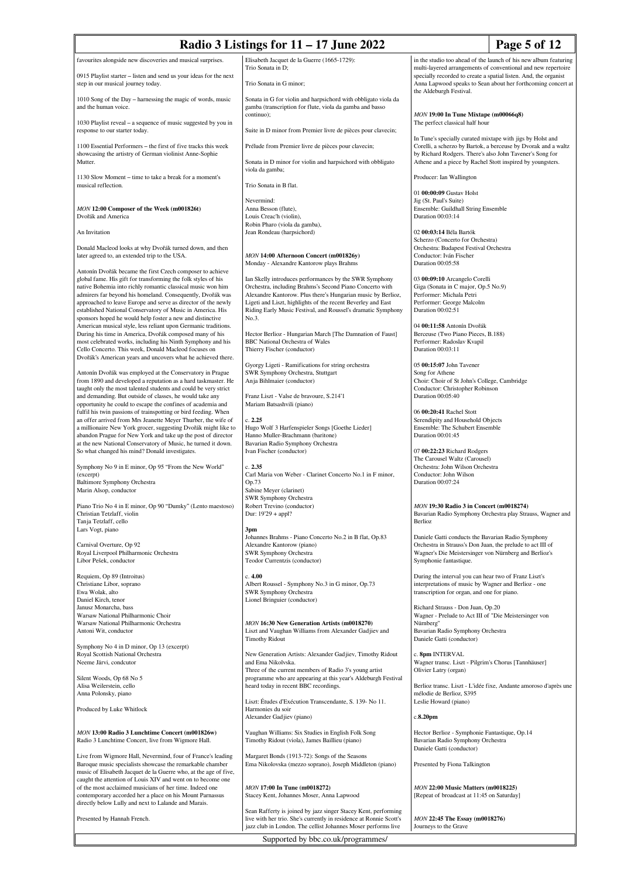favourites alongside new discoveries and musical surprises.

0915 Playlist starter – listen and send us your ideas for the next step in our musical journey today.

1010 Song of the Day – harnessing the magic of words, music and the human voice.

1030 Playlist reveal – a sequence of music suggested by you in response to our starter today.

1100 Essential Performers – the first of five tracks this week showcasing the artistry of German violinist Anne-Sophie Mutter.

1130 Slow Moment – time to take a break for a moment's musical reflection.

*MON* **12:00 Composer of the Week (m001826t)**
Dvořák and America

An Invitation

Donald Macleod looks at why Dvořák turned down, and then later agreed to, an extended trip to the USA.

Antonín Dvořák became the first Czech composer to achieve global fame. His gift for transforming the folk styles of his native Bohemia into richly romantic classical music won him admirers far beyond his homeland. Consequently, Dvořák was approached to leave Europe and serve as director of the newly established National Conservatory of Music in America. His sponsors hoped he would help foster a new and distinctive American musical style, less reliant upon Germanic traditions. During his time in America, Dvořák composed many of his most celebrated works, including his Ninth Symphony and his Cello Concerto. This week, Donald Macleod focuses on Dvořák's American years and uncovers what he achieved there.

Antonín Dvořák was employed at the Conservatory in Prague from 1890 and developed a reputation as a hard taskmaster. He taught only the most talented students and could be very strict and demanding. But outside of classes, he would take any opportunity he could to escape the confines of academia and fulfil his twin passions of trainspotting or bird feeding. When an offer arrived from Mrs Jeanette Meyer Thurber, the wife of a millionaire New York grocer, suggesting Dvořák might like to abandon Prague for New York and take up the post of director at the new National Conservatory of Music, he turned it down. So what changed his mind? Donald investigates.

Symphony No 9 in E minor, Op 95 "From the New World" (excerpt)
Baltimore Symphony Orchestra
Marin Alsop, conductor

Piano Trio No 4 in E minor, Op 90 "Dumky" (Lento maestoso)
Christian Tetzlaff, violin
Tanja Tetzlaff, cello
Lars Vogt, piano

Carnival Overture, Op 92
Royal Liverpool Philharmonic Orchestra
Libor Pešek, conductor

Requiem, Op 89 (Introitus)
Christiane Libor, soprano
Ewa Wolak, alto
Daniel Kirch, tenor
Janusz Monarcha, bass
Warsaw National Philharmonic Choir
Warsaw National Philharmonic Orchestra
Antoni Wit, conductor

Symphony No 4 in D minor, Op 13 (excerpt)
Royal Scottish National Orchestra
Neeme Järvi, condcutor

Silent Woods, Op 68 No 5
Alisa Weilerstein, cello
Anna Polonsky, piano

Produced by Luke Whitlock

*MON* **13:00 Radio 3 Lunchtime Concert (m001826w)**
Radio 3 Lunchtime Concert, live from Wigmore Hall.

Live from Wigmore Hall, Nevermind, four of France's leading Baroque music specialists showcase the remarkable chamber music of Elisabeth Jacquet de la Guerre who, at the age of five, caught the attention of Louis XIV and went on to become one of the most acclaimed musicians of her time. Indeed one contemporary accorded her a place on his Mount Parnassus directly below Lully and next to Lalande and Marais.

Presented by Hannah French.

Elisabeth Jacquet de la Guerre (1665-1729):
Trio Sonata in D;

Trio Sonata in G minor;

Sonata in G for violin and harpsichord with obbligato viola da gamba (transcription for flute, viola da gamba and basso continuo);

Suite in D minor from Premier livre de pièces pour clavecin;

Prélude from Premier livre de pièces pour clavecin;

Sonata in D minor for violin and harpsichord with obbligato viola da gamba;

Trio Sonata in B flat.

Nevermind:
Anna Besson (flute),
Louis Creac'h (violin),
Robin Pharo (viola da gamba),
Jean Rondeau (harpsichord)

*MON* **14:00 Afternoon Concert (m001826y)**
Monday - Alexandre Kantorow plays Brahms

Ian Skelly introduces performances by the SWR Symphony Orchestra, including Brahms's Second Piano Concerto with Alexandre Kantorow. Plus there's Hungarian music by Berlioz, Ligeti and Liszt, highlights of the recent Beverley and East Riding Early Music Festival, and Roussel's dramatic Symphony No.3.

Hector Berlioz - Hungarian March [The Damnation of Faust]
BBC National Orchestra of Wales
Thierry Fischer (conductor)

Gyorgy Ligeti - Ramifications for string orchestra
SWR Symphony Orchestra, Stuttgart
Anja Bihlmaier (conductor)

Franz Liszt - Valse de bravoure, S.214'1
Mariam Batsashvili (piano)

c. **2.25**
Hugo Wolf 3 Harfenspieler Songs [Goethe Lieder]
Hanno Muller-Brachmann (baritone)
Bavarian Radio Symphony Orchestra
Ivan Fischer (conductor)

c. **2.35**
Carl Maria von Weber - Clarinet Concerto No.1 in F minor, Op.73
Sabine Meyer (clarinet)
SWR Symphony Orchestra
Robert Trevino (conductor)
Dur: 19'29 + appl?

**3pm**
Johannes Brahms - Piano Concerto No.2 in B flat, Op.83
Alexandre Kantorow (piano)
SWR Symphony Orchestra
Teodor Currentzis (conductor)

c. **4.00**
Albert Roussel - Symphony No.3 in G minor, Op.73
SWR Symphony Orchestra
Lionel Bringuier (conductor)

*MON* **16:30 New Generation Artists (m0018270)**
Liszt and Vaughan Williams from Alexander Gadjiev and Timothy Ridout

New Generation Artists: Alexander Gadjiev, Timothy Ridout and Ema Nikolvska.
Three of the current members of Radio 3's young artist programme who are appearing at this year's Aldeburgh Festival heard today in recent BBC recordings.

Liszt: Études d'Exécution Transcendante, S. 139- No 11. Harmonies du soir
Alexander Gadjiev (piano)

Vaughan Williams: Six Studies in English Folk Song
Timothy Ridout (viola), James Baillieu (piano)

Margaret Bonds (1913-72): Songs of the Seasons
Ema Nikolovska (mezzo soprano), Joseph Middleton (piano)

*MON* **17:00 In Tune (m0018272)**
Stacey Kent, Johannes Moser, Anna Lapwood

Sean Rafferty is joined by jazz singer Stacey Kent, performing live with her trio. She's currently in residence at Ronnie Scott's jazz club in London. The cellist Johannes Moser performs live in the studio too ahead of the launch of his new album featuring multi-layered arrangements of conventional and new repertoire specially recorded to create a spatial listen. And, the organist Anna Lapwood speaks to Sean about her forthcoming concert at the Aldeburgh Festival.

*MON* **19:00 In Tune Mixtape (m00066q8)**
The perfect classical half hour

In Tune's specially curated mixtape with jigs by Holst and Corelli, a scherzo by Bartok, a berceuse by Dvorak and a waltz by Richard Rodgers. There's also John Tavener's Song for Athene and a piece by Rachel Stott inspired by youngsters.

Producer: Ian Wallington

01 **00:00:09** Gustav Holst
Jig (St. Paul's Suite)
Ensemble: Guildhall String Ensemble
Duration 00:03:14

02 **00:03:14** Béla Bartók
Scherzo (Concerto for Orchestra)
Orchestra: Budapest Festival Orchestra
Conductor: Iván Fischer
Duration 00:05:58

03 **00:09:10** Arcangelo Corelli
Giga (Sonata in C major, Op.5 No.9)
Performer: Michala Petri
Performer: George Malcolm
Duration 00:02:51

04 **00:11:58** Antonín Dvořák
Berceuse (Two Piano Pieces, B.188)
Performer: Radoslav Kvapil
Duration 00:03:11

05 **00:15:07** John Tavener
Song for Athene
Choir: Choir of St John's College, Cambridge
Conductor: Christopher Robinson
Duration 00:05:40

06 **00:20:41** Rachel Stott
Serendipity and Household Objects
Ensemble: The Schubert Ensemble
Duration 00:01:45

07 **00:22:23** Richard Rodgers
The Carousel Waltz (Carousel)
Orchestra: John Wilson Orchestra
Conductor: John Wilson
Duration 00:07:24

*MON* **19:30 Radio 3 in Concert (m0018274)**
Bavarian Radio Symphony Orchestra play Strauss, Wagner and Berlioz

Daniele Gatti conducts the Bavarian Radio Symphony Orchestra in Strauss's Don Juan, the prelude to act III of Wagner's Die Meistersinger von Nürnberg and Berlioz's Symphonie fantastique.

During the interval you can hear two of Franz Liszt's interpretations of music by Wagner and Berlioz - one transcription for organ, and one for piano.

Richard Strauss - Don Juan, Op.20
Wagner - Prelude to Act III of "Die Meistersinger von Nürnberg"
Bavarian Radio Symphony Orchestra
Daniele Gatti (conductor)

c. **8pm** INTERVAL
Wagner transc. Liszt - Pilgrim's Chorus [Tannhäuser]
Olivier Latry (organ)

Berlioz transc. Liszt - L'idée fixe, Andante amoroso d'après une mélodie de Berlioz, S395
Leslie Howard (piano)

c.**8.20pm**

Hector Berlioz - Symphonie Fantastique, Op.14
Bavarian Radio Symphony Orchestra
Daniele Gatti (conductor)

Presented by Fiona Talkington

*MON* **22:00 Music Matters (m0018225)**
[Repeat of broadcast at 11:45 on Saturday]

*MON* **22:45 The Essay (m0018276)**
Journeys to the Grave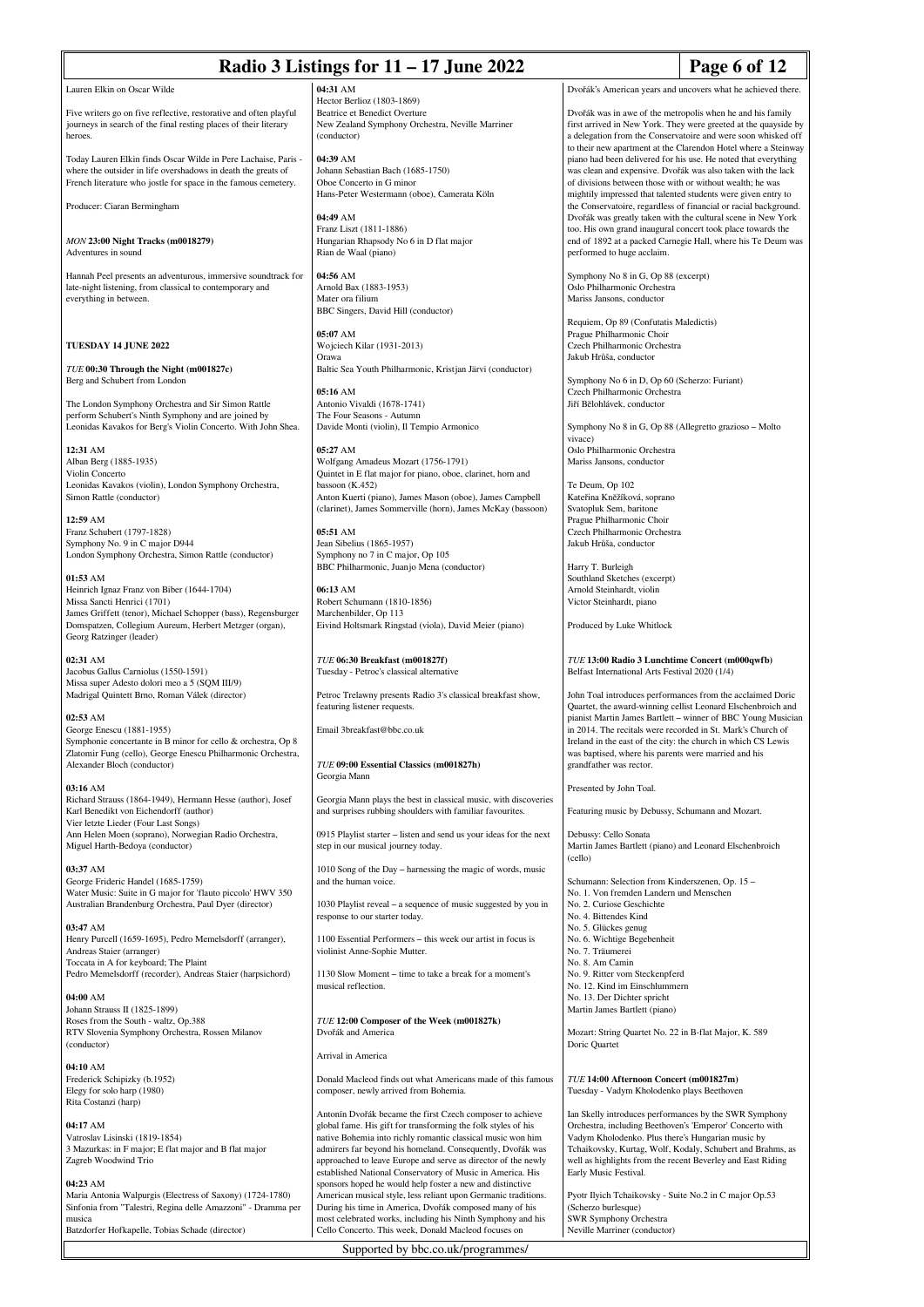Lauren Elkin on Oscar Wilde

Five writers go on five reflective, restorative and often playful journeys in search of the final resting places of their literary heroes.

Today Lauren Elkin finds Oscar Wilde in Pere Lachaise, Paris - where the outsider in life overshadows in death the greats of French literature who jostle for space in the famous cemetery.

Producer: Ciaran Bermingham

*MON* **23:00 Night Tracks (m0018279)**
Adventures in sound

Hannah Peel presents an adventurous, immersive soundtrack for late-night listening, from classical to contemporary and everything in between.

## TUESDAY 14 JUNE 2022

*TUE* **00:30 Through the Night (m001827c)**
Berg and Schubert from London

The London Symphony Orchestra and Sir Simon Rattle perform Schubert's Ninth Symphony and are joined by Leonidas Kavakos for Berg's Violin Concerto. With John Shea.

**12:31** AM
Alban Berg (1885-1935)
Violin Concerto
Leonidas Kavakos (violin), London Symphony Orchestra, Simon Rattle (conductor)

**12:59** AM
Franz Schubert (1797-1828)
Symphony No. 9 in C major D944
London Symphony Orchestra, Simon Rattle (conductor)

**01:53** AM
Heinrich Ignaz Franz von Biber (1644-1704)
Missa Sancti Henrici (1701)
James Griffett (tenor), Michael Schopper (bass), Regensburger Domspatzen, Collegium Aureum, Herbert Metzger (organ), Georg Ratzinger (leader)

**02:31** AM
Jacobus Gallus Carniolus (1550-1591)
Missa super Adesto dolori meo a 5 (SQM III/9)
Madrigal Quintett Brno, Roman Válek (director)

**02:53** AM
George Enescu (1881-1955)
Symphonie concertante in B minor for cello & orchestra, Op 8
Zlatomir Fung (cello), George Enescu Philharmonic Orchestra, Alexander Bloch (conductor)

**03:16** AM
Richard Strauss (1864-1949), Hermann Hesse (author), Josef Karl Benedikt von Eichendorff (author)
Vier letzte Lieder (Four Last Songs)
Ann Helen Moen (soprano), Norwegian Radio Orchestra, Miguel Harth-Bedoya (conductor)

**03:37** AM
George Frideric Handel (1685-1759)
Water Music: Suite in G major for 'flauto piccolo' HWV 350
Australian Brandenburg Orchestra, Paul Dyer (director)

**03:47** AM
Henry Purcell (1659-1695), Pedro Memelsdorff (arranger), Andreas Staier (arranger)
Toccata in A for keyboard; The Plaint
Pedro Memelsdorff (recorder), Andreas Staier (harpsichord)

**04:00** AM
Johann Strauss II (1825-1899)
Roses from the South - waltz, Op.388
RTV Slovenia Symphony Orchestra, Rossen Milanov (conductor)

**04:10** AM
Frederick Schipizky (b.1952)
Elegy for solo harp (1980)
Rita Costanzi (harp)

**04:17** AM
Vatroslav Lisinski (1819-1854)
3 Mazurkas: in F major; E flat major and B flat major
Zagreb Woodwind Trio

**04:23** AM
Maria Antonia Walpurgis (Electress of Saxony) (1724-1780)
Sinfonia from "Talestri, Regina delle Amazzoni" - Dramma per musica
Batzdorfer Hofkapelle, Tobias Schade (director)

**04:31** AM
Hector Berlioz (1803-1869)
Beatrice et Benedict Overture
New Zealand Symphony Orchestra, Neville Marriner (conductor)

**04:39** AM
Johann Sebastian Bach (1685-1750)
Oboe Concerto in G minor
Hans-Peter Westermann (oboe), Camerata Köln

**04:49** AM
Franz Liszt (1811-1886)
Hungarian Rhapsody No 6 in D flat major
Rian de Waal (piano)

**04:56** AM
Arnold Bax (1883-1953)
Mater ora filium
BBC Singers, David Hill (conductor)

**05:07** AM
Wojciech Kilar (1931-2013)
Orawa
Baltic Sea Youth Philharmonic, Kristjan Järvi (conductor)

**05:16** AM
Antonio Vivaldi (1678-1741)
The Four Seasons - Autumn
Davide Monti (violin), Il Tempio Armonico

**05:27** AM
Wolfgang Amadeus Mozart (1756-1791)
Quintet in E flat major for piano, oboe, clarinet, horn and bassoon (K.452)
Anton Kuerti (piano), James Mason (oboe), James Campbell (clarinet), James Sommerville (horn), James McKay (bassoon)

**05:51** AM
Jean Sibelius (1865-1957)
Symphony no 7 in C major, Op 105
BBC Philharmonic, Juanjo Mena (conductor)

**06:13** AM
Robert Schumann (1810-1856)
Marchenbilder, Op 113
Eivind Holtsmark Ringstad (viola), David Meier (piano)

*TUE* **06:30 Breakfast (m001827f)**
Tuesday - Petroc's classical alternative

Petroc Trelawny presents Radio 3's classical breakfast show, featuring listener requests.

Email 3breakfast@bbc.co.uk

*TUE* **09:00 Essential Classics (m001827h)**
Georgia Mann

Georgia Mann plays the best in classical music, with discoveries and surprises rubbing shoulders with familiar favourites.

0915 Playlist starter – listen and send us your ideas for the next step in our musical journey today.

1010 Song of the Day – harnessing the magic of words, music and the human voice.

1030 Playlist reveal – a sequence of music suggested by you in response to our starter today.

1100 Essential Performers – this week our artist in focus is violinist Anne-Sophie Mutter.

1130 Slow Moment – time to take a break for a moment's musical reflection.

*TUE* **12:00 Composer of the Week (m001827k)**
Dvořák and America

Arrival in America

Donald Macleod finds out what Americans made of this famous composer, newly arrived from Bohemia.

Antonín Dvořák became the first Czech composer to achieve global fame. His gift for transforming the folk styles of his native Bohemia into richly romantic classical music won him admirers far beyond his homeland. Consequently, Dvořák was approached to leave Europe and serve as director of the newly established National Conservatory of Music in America. His sponsors hoped he would help foster a new and distinctive American musical style, less reliant upon Germanic traditions. During his time in America, Dvořák composed many of his most celebrated works, including his Ninth Symphony and his Cello Concerto. This week, Donald Macleod focuses on Dvořák's American years and uncovers what he achieved there.

Dvořák was in awe of the metropolis when he and his family first arrived in New York. They were greeted at the quayside by a delegation from the Conservatoire and were soon whisked off to their new apartment at the Clarendon Hotel where a Steinway piano had been delivered for his use. He noted that everything was clean and expensive. Dvořák was also taken with the lack of divisions between those with or without wealth; he was mightily impressed that talented students were given entry to the Conservatoire, regardless of financial or racial background. Dvořák was greatly taken with the cultural scene in New York too. His own grand inaugural concert took place towards the end of 1892 at a packed Carnegie Hall, where his Te Deum was performed to huge acclaim.

Symphony No 8 in G, Op 88 (excerpt)
Oslo Philharmonic Orchestra
Mariss Jansons, conductor

Requiem, Op 89 (Confutatis Maledictis)
Prague Philharmonic Choir
Czech Philharmonic Orchestra
Jakub Hrůša, conductor

Symphony No 6 in D, Op 60 (Scherzo: Furiant)
Czech Philharmonic Orchestra
Jiří Bělohlávek, conductor

Symphony No 8 in G, Op 88 (Allegretto grazioso – Molto vivace)
Oslo Philharmonic Orchestra
Mariss Jansons, conductor

Te Deum, Op 102
Kateřina Kněžíková, soprano
Svatopluk Sem, baritone
Prague Philharmonic Choir
Czech Philharmonic Orchestra
Jakub Hrůša, conductor

Harry T. Burleigh
Southland Sketches (excerpt)
Arnold Steinhardt, violin
Victor Steinhardt, piano

Produced by Luke Whitlock

*TUE* **13:00 Radio 3 Lunchtime Concert (m000qwfb)**
Belfast International Arts Festival 2020 (1/4)

John Toal introduces performances from the acclaimed Doric Quartet, the award-winning cellist Leonard Elschenbroich and pianist Martin James Bartlett – winner of BBC Young Musician in 2014. The recitals were recorded in St. Mark's Church of Ireland in the east of the city: the church in which CS Lewis was baptised, where his parents were married and his grandfather was rector.

Presented by John Toal.

Featuring music by Debussy, Schumann and Mozart.

Debussy: Cello Sonata
Martin James Bartlett (piano) and Leonard Elschenbroich (cello)

Schumann: Selection from Kinderszenen, Op. 15 –
No. 1. Von fremden Landern und Menschen
No. 2. Curiose Geschichte
No. 4. Bittendes Kind
No. 5. Glückes genug
No. 6. Wichtige Begebenheit
No. 7. Träumerei
No. 8. Am Camin
No. 9. Ritter vom Steckenpferd
No. 12. Kind im Einschlummern
No. 13. Der Dichter spricht
Martin James Bartlett (piano)

Mozart: String Quartet No. 22 in B-flat Major, K. 589
Doric Quartet

*TUE* **14:00 Afternoon Concert (m001827m)**
Tuesday - Vadym Kholodenko plays Beethoven

Ian Skelly introduces performances by the SWR Symphony Orchestra, including Beethoven's 'Emperor' Concerto with Vadym Kholodenko. Plus there's Hungarian music by Tchaikovsky, Kurtag, Wolf, Kodaly, Schubert and Brahms, as well as highlights from the recent Beverley and East Riding Early Music Festival.

Pyotr Ilyich Tchaikovsky - Suite No.2 in C major Op.53 (Scherzo burlesque)
SWR Symphony Orchestra
Neville Marriner (conductor)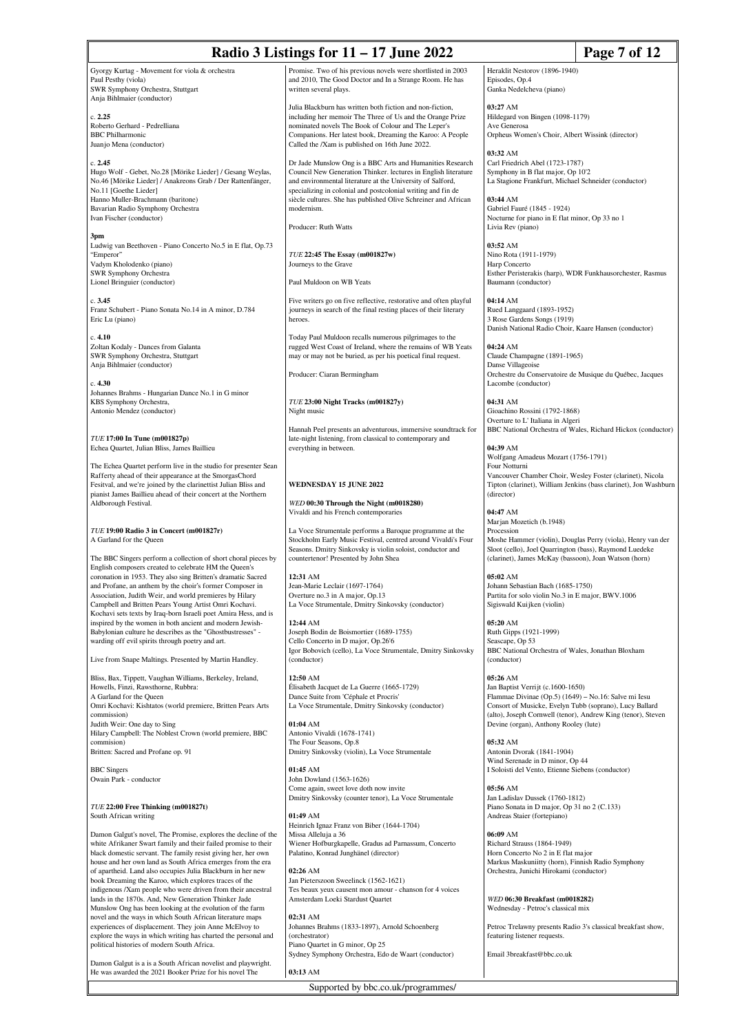Gyorgy Kurtag - Movement for viola & orchestra
Paul Pesthy (viola)
SWR Symphony Orchestra, Stuttgart
Anja Bihlmaier (conductor)

c. **2.25**
Roberto Gerhard - Pedrelliana
BBC Philharmonic
Juanjo Mena (conductor)

c. **2.45**
Hugo Wolf - Gebet, No.28 [Mörike Lieder] / Gesang Weylas, No.46 [Mörike Lieder] / Anakreons Grab / Der Rattenfänger, No.11 [Goethe Lieder]
Hanno Muller-Brachmann (baritone)
Bavarian Radio Symphony Orchestra
Ivan Fischer (conductor)

**3pm**
Ludwig van Beethoven - Piano Concerto No.5 in E flat, Op.73 "Emperor"
Vadym Kholodenko (piano)
SWR Symphony Orchestra
Lionel Bringuier (conductor)

c. **3.45**
Franz Schubert - Piano Sonata No.14 in A minor, D.784
Eric Lu (piano)

c. **4.10**
Zoltan Kodaly - Dances from Galanta
SWR Symphony Orchestra, Stuttgart
Anja Bihlmaier (conductor)

c. **4.30**
Johannes Brahms - Hungarian Dance No.1 in G minor
KBS Symphony Orchestra,
Antonio Mendez (conductor)

*TUE* **17:00 In Tune (m001827p)**
Echea Quartet, Julian Bliss, James Baillieu

The Echea Quartet perform live in the studio for presenter Sean Rafferty ahead of their appearance at the SmorgasChord Fesitval, and we're joined by the clarinettist Julian Bliss and pianist James Baillieu ahead of their concert at the Northern Aldborough Festival.

*TUE* **19:00 Radio 3 in Concert (m001827r)**
A Garland for the Queen

The BBC Singers perform a collection of short choral pieces by English composers created to celebrate HM the Queen's coronation in 1953. They also sing Britten's dramatic Sacred and Profane, an anthem by the choir's former Composer in Association, Judith Weir, and world premieres by Hilary Campbell and Britten Pears Young Artist Omri Kochavi. Kochavi sets texts by Iraq-born Israeli poet Amira Hess, and is inspired by the women in both ancient and modern Jewish-Babylonian culture he describes as the "Ghostbustresses" - warding off evil spirits through poetry and art.

Live from Snape Maltings. Presented by Martin Handley.

Bliss, Bax, Tippett, Vaughan Williams, Berkeley, Ireland, Howells, Finzi, Rawsthorne, Rubbra:
A Garland for the Queen
Omri Kochavi: Kishtatos (world premiere, Britten Pears Arts commission)
Judith Weir: One day to Sing
Hilary Campbell: The Noblest Crown (world premiere, BBC commision)
Britten: Sacred and Profane op. 91

BBC Singers
Owain Park - conductor

*TUE* **22:00 Free Thinking (m001827t)**
South African writing

Damon Galgut's novel, The Promise, explores the decline of the white Afrikaner Swart family and their failed promise to their black domestic servant. The family resist giving her, her own house and her own land as South Africa emerges from the era of apartheid. Land also occupies Julia Blackburn in her new book Dreaming the Karoo, which explores traces of the indigenous /Xam people who were driven from their ancestral lands in the 1870s. And, New Generation Thinker Jade Munslow Ong has been looking at the evolution of the farm novel and the ways in which South African literature maps experiences of displacement. They join Anne McElvoy to explore the ways in which writing has charted the personal and political histories of modern South Africa.

Damon Galgut is a is a South African novelist and playwright. He was awarded the 2021 Booker Prize for his novel The Promise. Two of his previous novels were shortlisted in 2003 and 2010, The Good Doctor and In a Strange Room. He has written several plays.

Julia Blackburn has written both fiction and non-fiction, including her memoir The Three of Us and the Orange Prize nominated novels The Book of Colour and The Leper's Companions. Her latest book, Dreaming the Karoo: A People Called the /Xam is published on 16th June 2022.

Dr Jade Munslow Ong is a BBC Arts and Humanities Research Council New Generation Thinker. lectures in English literature and environmental literature at the University of Salford, specializing in colonial and postcolonial writing and fin de siècle cultures. She has published Olive Schreiner and African modernism.

Producer: Ruth Watts

*TUE* **22:45 The Essay (m001827w)**
Journeys to the Grave

Paul Muldoon on WB Yeats

Five writers go on five reflective, restorative and often playful journeys in search of the final resting places of their literary heroes.

Today Paul Muldoon recalls numerous pilgrimages to the rugged West Coast of Ireland, where the remains of WB Yeats may or may not be buried, as per his poetical final request.

Producer: Ciaran Bermingham

*TUE* **23:00 Night Tracks (m001827y)**
Night music

Hannah Peel presents an adventurous, immersive soundtrack for late-night listening, from classical to contemporary and everything in between.

## WEDNESDAY 15 JUNE 2022

*WED* **00:30 Through the Night (m0018280)**
Vivaldi and his French contemporaries

La Voce Strumentale performs a Baroque programme at the Stockholm Early Music Festival, centred around Vivaldi's Four Seasons. Dmitry Sinkovsky is violin soloist, conductor and countertenor! Presented by John Shea

**12:31** AM
Jean-Marie Leclair (1697-1764)
Overture no.3 in A major, Op.13
La Voce Strumentale, Dmitry Sinkovsky (conductor)

**12:44** AM
Joseph Bodin de Boismortier (1689-1755)
Cello Concerto in D major, Op.26'6
Igor Bobovich (cello), La Voce Strumentale, Dmitry Sinkovsky (conductor)

**12:50** AM
Élisabeth Jacquet de La Guerre (1665-1729)
Dance Suite from 'Céphale et Procris'
La Voce Strumentale, Dmitry Sinkovsky (conductor)

**01:04** AM
Antonio Vivaldi (1678-1741)
The Four Seasons, Op.8
Dmitry Sinkovsky (violin), La Voce Strumentale

**01:45** AM
John Dowland (1563-1626)
Come again, sweet love doth now invite
Dmitry Sinkovsky (counter tenor), La Voce Strumentale

**01:49** AM
Heinrich Ignaz Franz von Biber (1644-1704)
Missa Alleluja a 36
Wiener Hofburgkapelle, Gradus ad Parnassum, Concerto Palatino, Konrad Junghänel (director)

**02:26** AM
Jan Pieterszoon Sweelinck (1562-1621)
Tes beaux yeux causent mon amour - chanson for 4 voices
Amsterdam Loeki Stardust Quartet

**02:31** AM
Johannes Brahms (1833-1897), Arnold Schoenberg (orchestrator)
Piano Quartet in G minor, Op 25
Sydney Symphony Orchestra, Edo de Waart (conductor)

**03:13** AM
Heraklit Nestorov (1896-1940)
Episodes, Op.4
Ganka Nedelcheva (piano)

**03:27** AM
Hildegard von Bingen (1098-1179)
Ave Generosa
Orpheus Women's Choir, Albert Wissink (director)

**03:32** AM
Carl Friedrich Abel (1723-1787)
Symphony in B flat major, Op 10'2
La Stagione Frankfurt, Michael Schneider (conductor)

**03:44** AM
Gabriel Fauré (1845 - 1924)
Nocturne for piano in E flat minor, Op 33 no 1
Livia Rev (piano)

**03:52** AM
Nino Rota (1911-1979)
Harp Concerto
Esther Peristerakis (harp), WDR Funkhausorchester, Rasmus Baumann (conductor)

**04:14** AM
Rued Langgaard (1893-1952)
3 Rose Gardens Songs (1919)
Danish National Radio Choir, Kaare Hansen (conductor)

**04:24** AM
Claude Champagne (1891-1965)
Danse Villageoise
Orchestre du Conservatoire de Musique du Québec, Jacques Lacombe (conductor)

**04:31** AM
Gioachino Rossini (1792-1868)
Overture to L' Italiana in Algeri
BBC National Orchestra of Wales, Richard Hickox (conductor)

**04:39** AM
Wolfgang Amadeus Mozart (1756-1791)
Four Notturni
Vancouver Chamber Choir, Wesley Foster (clarinet), Nicola Tipton (clarinet), William Jenkins (bass clarinet), Jon Washburn (director)

**04:47** AM
Marjan Mozetich (b.1948)
Procession
Moshe Hammer (violin), Douglas Perry (viola), Henry van der Sloot (cello), Joel Quarrington (bass), Raymond Luedeke (clarinet), James McKay (bassoon), Joan Watson (horn)

**05:02** AM
Johann Sebastian Bach (1685-1750)
Partita for solo violin No.3 in E major, BWV.1006
Sigiswald Kuijken (violin)

**05:20** AM
Ruth Gipps (1921-1999)
Seascape, Op 53
BBC National Orchestra of Wales, Jonathan Bloxham (conductor)

**05:26** AM
Jan Baptist Verrijt (c.1600-1650)
Flammae Divinae (Op.5) (1649) – No.16: Salve mi Iesu
Consort of Musicke, Evelyn Tubb (soprano), Lucy Ballard (alto), Joseph Cornwell (tenor), Andrew King (tenor), Steven Devine (organ), Anthony Rooley (lute)

**05:32** AM
Antonin Dvorak (1841-1904)
Wind Serenade in D minor, Op 44
I Soloisti del Vento, Etienne Siebens (conductor)

**05:56** AM
Jan Ladislav Dussek (1760-1812)
Piano Sonata in D major, Op 31 no 2 (C.133)
Andreas Staier (fortepiano)

**06:09** AM
Richard Strauss (1864-1949)
Horn Concerto No 2 in E flat major
Markus Maskuniitty (horn), Finnish Radio Symphony Orchestra, Junichi Hirokami (conductor)

*WED* **06:30 Breakfast (m0018282)**
Wednesday - Petroc's classical mix

Petroc Trelawny presents Radio 3's classical breakfast show, featuring listener requests.

Email 3breakfast@bbc.co.uk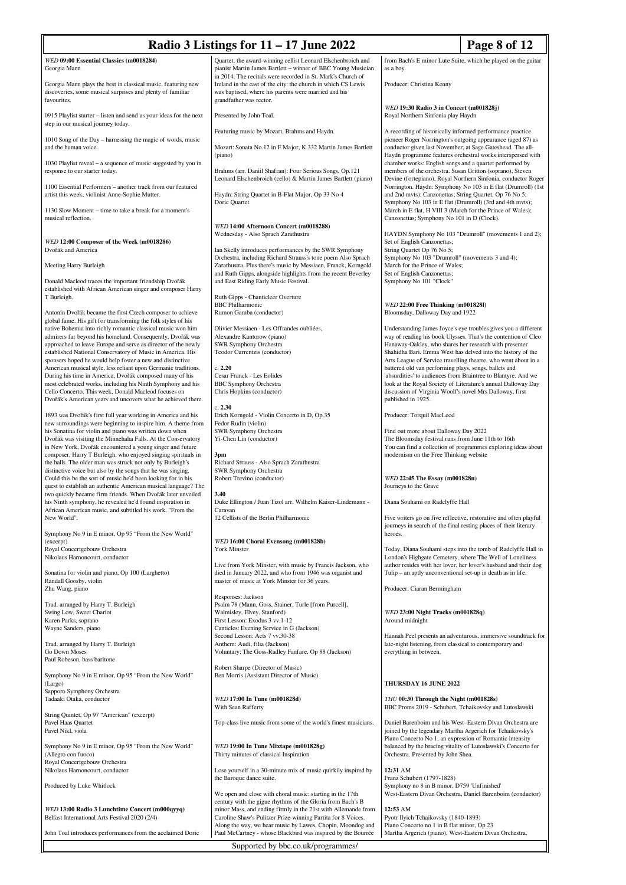# Radio 3 Listings for 11 – 17 June 2022

*WED* **09:00 Essential Classics (m0018284)**
Georgia Mann

Georgia Mann plays the best in classical music, featuring new discoveries, some musical surprises and plenty of familiar favourites.

0915 Playlist starter – listen and send us your ideas for the next step in our musical journey today.

1010 Song of the Day – harnessing the magic of words, music and the human voice.

1030 Playlist reveal – a sequence of music suggested by you in response to our starter today.

1100 Essential Performers – another track from our featured artist this week, violinist Anne-Sophie Mutter.

1130 Slow Moment – time to take a break for a moment's musical reflection.

*WED* **12:00 Composer of the Week (m0018286)**
Dvořák and America

Meeting Harry Burleigh

Donald Macleod traces the important friendship Dvořák established with African American singer and composer Harry T Burleigh.

Antonín Dvořák became the first Czech composer to achieve global fame. His gift for transforming the folk styles of his native Bohemia into richly romantic classical music won him admirers far beyond his homeland. Consequently, Dvořák was approached to leave Europe and serve as director of the newly established National Conservatory of Music in America. His sponsors hoped he would help foster a new and distinctive American musical style, less reliant upon Germanic traditions. During his time in America, Dvořák composed many of his most celebrated works, including his Ninth Symphony and his Cello Concerto. This week, Donald Macleod focuses on Dvořák's American years and uncovers what he achieved there.

1893 was Dvořák's first full year working in America and his new surroundings were beginning to inspire him. A theme from his Sonatina for violin and piano was written down when Dvořák was visiting the Minnehaha Falls. At the Conservatory in New York, Dvořák encountered a young singer and future composer, Harry T Burleigh, who enjoyed singing spirituals in the halls. The older man was struck not only by Burleigh's distinctive voice but also by the songs that he was singing. Could this be the sort of music he'd been looking for in his quest to establish an authentic American musical language? The two quickly became firm friends. When Dvořák later unveiled his Ninth symphony, he revealed he'd found inspiration in African American music, and subtitled his work, "From the New World".

Symphony No 9 in E minor, Op 95 "From the New World" (excerpt)
Royal Concertgebouw Orchestra
Nikolaus Harnoncourt, conductor

Sonatina for violin and piano, Op 100 (Larghetto)
Randall Goosby, violin
Zhu Wang, piano

Trad. arranged by Harry T. Burleigh
Swing Low, Sweet Chariot
Karen Parks, soprano
Wayne Sanders, piano

Trad. arranged by Harry T. Burleigh
Go Down Moses
Paul Robeson, bass baritone

Symphony No 9 in E minor, Op 95 "From the New World" (Largo)
Sapporo Symphony Orchestra
Tadaaki Otaka, conductor

String Quintet, Op 97 "American" (excerpt)
Pavel Haas Quartet
Pavel Nikl, viola

Symphony No 9 in E minor, Op 95 "From the New World" (Allegro con fuoco)
Royal Concertgebouw Orchestra
Nikolaus Harnoncourt, conductor

Produced by Luke Whitlock

*WED* **13:00 Radio 3 Lunchtime Concert (m000qyyq)**
Belfast International Arts Festival 2020 (2/4)

John Toal introduces performances from the acclaimed Doric Quartet, the award-winning cellist Leonard Elschenbroich and pianist Martin James Bartlett – winner of BBC Young Musician in 2014. The recitals were recorded in St. Mark's Church of Ireland in the east of the city: the church in which CS Lewis was baptised, where his parents were married and his grandfather was rector.

Presented by John Toal.

Featuring music by Mozart, Brahms and Haydn.

Mozart: Sonata No.12 in F Major, K.332 Martin James Bartlett (piano)

Brahms (arr. Daniil Shafran): Four Serious Songs, Op.121
Leonard Elschenbroich (cello) & Martin James Bartlett (piano)

Haydn: String Quartet in B-Flat Major, Op 33 No 4
Doric Quartet

*WED* **14:00 Afternoon Concert (m0018288)**
Wednesday - Also Sprach Zarathustra

Ian Skelly introduces performances by the SWR Symphony Orchestra, including Richard Strauss's tone poem Also Sprach Zarathustra. Plus there's music by Messiaen, Franck, Korngold and Ruth Gipps, alongside highlights from the recent Beverley and East Riding Early Music Festival.

Ruth Gipps - Chanticleer Overture
BBC Philharmonic
Rumon Gamba (conductor)

Olivier Messiaen - Les Offrandes oubliées,
Alexandre Kantorow (piano)
SWR Symphony Orchestra
Teodor Currentzis (conductor)

c. **2.20**
Cesar Franck - Les Eolides
BBC Symphony Orchestra
Chris Hopkins (conductor)

c. **2.30**
Erich Korngold - Violin Concerto in D, Op.35
Fedor Rudin (violin)
SWR Symphony Orchestra
Yi-Chen Lin (conductor)

**3pm**
Richard Strauss - Also Sprach Zarathustra
SWR Symphony Orchestra
Robert Trevino (conductor)

**3.40**
Duke Ellington / Juan Tizol arr. Wilhelm Kaiser-Lindemann - Caravan
12 Cellists of the Berlin Philharmonic

*WED* **16:00 Choral Evensong (m001828b)**
York Minster

Live from York Minster, with music by Francis Jackson, who died in January 2022, and who from 1946 was organist and master of music at York Minster for 36 years.

Responses: Jackson
Psalm 78 (Mann, Goss, Stainer, Turle [from Purcell], Walmisley, Elvey, Stanford)
First Lesson: Exodus 3 vv.1-12
Canticles: Evening Service in G (Jackson)
Second Lesson: Acts 7 vv.30-38
Anthem: Audi, filia (Jackson)
Voluntary: The Goss-Radley Fanfare, Op 88 (Jackson)

Robert Sharpe (Director of Music)
Ben Morris (Assistant Director of Music)

*WED* **17:00 In Tune (m001828d)**
With Sean Rafferty

Top-class live music from some of the world's finest musicians.

*WED* **19:00 In Tune Mixtape (m001828g)**
Thirty minutes of classical Inspiration

Lose yourself in a 30-minute mix of music quirkily inspired by the Baroque dance suite.

We open and close with choral music: starting in the 17th century with the gigue rhythms of the Gloria from Bach's B minor Mass, and ending firmly in the 21st with Allemande from Caroline Shaw's Pulitzer Prize-winning Partita for 8 Voices. Along the way, we hear music by Lawes, Chopin, Moondog and Paul McCartney - whose Blackbird was inspired by the Bourrée from Bach's E minor Lute Suite, which he played on the guitar as a boy.

Producer: Christina Kenny

*WED* **19:30 Radio 3 in Concert (m001828j)**
Royal Northern Sinfonia play Haydn

A recording of historically informed performance practice pioneer Roger Norrington's outgoing appearance (aged 87) as conductor given last November, at Sage Gateshead. The all-Haydn programme features orchestral works interspersed with chamber works: English songs and a quartet performed by members of the orchestra. Susan Gritton (soprano), Steven Devine (fortepiano), Royal Northern Sinfonia, conductor Roger Norrington. Haydn: Symphony No 103 in E flat (Drumroll) (1st and 2nd mvts); Canzonettas; String Quartet, Op 76 No 5; Symphony No 103 in E flat (Drumroll) (3rd and 4th mvts); March in E flat, H VIII 3 (March for the Prince of Wales); Canzonettas; Symphony No 101 in D (Clock).

HAYDN Symphony No 103 "Drumroll" (movements 1 and 2);
Set of English Canzonettas;
String Quartet Op 76 No 5;
Symphony No 103 "Drumroll" (movements 3 and 4);
March for the Prince of Wales;
Set of English Canzonettas;
Symphony No 101 "Clock"

*WED* **22:00 Free Thinking (m001828l)**
Bloomsday, Dalloway Day and 1922

Understanding James Joyce's eye troubles gives you a different way of reading his book Ulysses. That's the contention of Cleo Hanaway-Oakley, who shares her research with presenter Shahidha Bari. Emma West has delved into the history of the Arts League of Service travelling theatre, who went about in a battered old van performing plays, songs, ballets and 'absurdities' to audiences from Braintree to Blantyre. And we look at the Royal Society of Literature's annual Dalloway Day discussion of Virginia Woolf's novel Mrs Dalloway, first published in 1925.

Producer: Torquil MacLeod

Find out more about Dalloway Day 2022
The Bloomsday festival runs from June 11th to 16th
You can find a collection of programmes exploring ideas about modernism on the Free Thinking website

*WED* **22:45 The Essay (m001828n)**
Journeys to the Grave

Diana Souhami on Radclyffe Hall

Five writers go on five reflective, restorative and often playful journeys in search of the final resting places of their literary heroes.

Today, Diana Souhami steps into the tomb of Radclyffe Hall in London's Highgate Cemetery, where The Well of Loneliness author resides with her lover, her lover's husband and their dog Tulip – an aptly unconventional set-up in death as in life.

Producer: Ciaran Bermingham

*WED* **23:00 Night Tracks (m001828q)**
Around midnight

Hannah Peel presents an adventurous, immersive soundtrack for late-night listening, from classical to contemporary and everything in between.

## THURSDAY 16 JUNE 2022

*THU* **00:30 Through the Night (m001828s)**
BBC Proms 2019 - Schubert, Tchaikovsky and Lutoslawski

Daniel Barenboim and his West–Eastern Divan Orchestra are joined by the legendary Martha Argerich for Tchaikovsky's Piano Concerto No 1, an expression of Romantic intensity balanced by the bracing vitality of Lutoslawski's Concerto for Orchestra. Presented by John Shea.

**12:31** AM
Franz Schubert (1797-1828)
Symphony no 8 in B minor, D759 'Unfinished'
West-Eastern Divan Orchestra, Daniel Barenboim (conductor)

**12:53** AM
Pyotr Ilyich Tchaikovsky (1840-1893)
Piano Concerto no 1 in B flat minor, Op 23
Martha Argerich (piano), West-Eastern Divan Orchestra,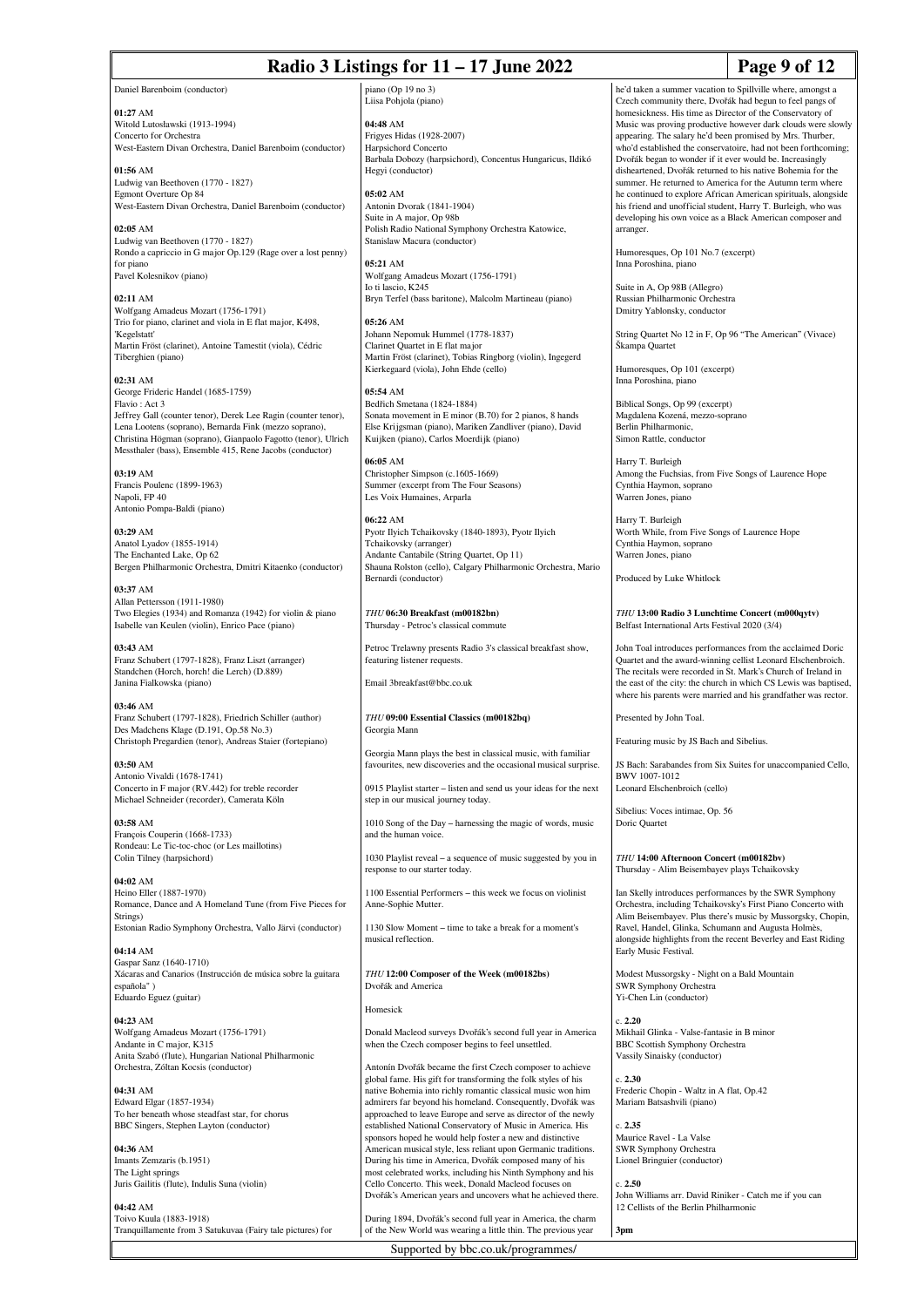Daniel Barenboim (conductor)

**01:27** AM
Witold Lutosławski (1913-1994)
Concerto for Orchestra
West-Eastern Divan Orchestra, Daniel Barenboim (conductor)

**01:56** AM
Ludwig van Beethoven (1770 - 1827)
Egmont Overture Op 84
West-Eastern Divan Orchestra, Daniel Barenboim (conductor)

**02:05** AM
Ludwig van Beethoven (1770 - 1827)
Rondo a capriccio in G major Op.129 (Rage over a lost penny) for piano
Pavel Kolesnikov (piano)

**02:11** AM
Wolfgang Amadeus Mozart (1756-1791)
Trio for piano, clarinet and viola in E flat major, K498, 'Kegelstatt'
Martin Fröst (clarinet), Antoine Tamestit (viola), Cédric Tiberghien (piano)

**02:31** AM
George Frideric Handel (1685-1759)
Flavio : Act 3
Jeffrey Gall (counter tenor), Derek Lee Ragin (counter tenor), Lena Lootens (soprano), Bernarda Fink (mezzo soprano), Christina Högman (soprano), Gianpaolo Fagotto (tenor), Ulrich Messthaler (bass), Ensemble 415, Rene Jacobs (conductor)

**03:19** AM
Francis Poulenc (1899-1963)
Napoli, FP 40
Antonio Pompa-Baldi (piano)

**03:29** AM
Anatol Lyadov (1855-1914)
The Enchanted Lake, Op 62
Bergen Philharmonic Orchestra, Dmitri Kitaenko (conductor)

**03:37** AM
Allan Pettersson (1911-1980)
Two Elegies (1934) and Romanza (1942) for violin & piano
Isabelle van Keulen (violin), Enrico Pace (piano)

**03:43** AM
Franz Schubert (1797-1828), Franz Liszt (arranger)
Standchen (Horch, horch! die Lerch) (D.889)
Janina Fialkowska (piano)

**03:46** AM
Franz Schubert (1797-1828), Friedrich Schiller (author)
Des Madchens Klage (D.191, Op.58 No.3)
Christoph Pregardien (tenor), Andreas Staier (fortepiano)

**03:50** AM
Antonio Vivaldi (1678-1741)
Concerto in F major (RV.442) for treble recorder
Michael Schneider (recorder), Camerata Köln

**03:58** AM
François Couperin (1668-1733)
Rondeau: Le Tic-toc-choc (or Les maillotins)
Colin Tilney (harpsichord)

**04:02** AM
Heino Eller (1887-1970)
Romance, Dance and A Homeland Tune (from Five Pieces for Strings)
Estonian Radio Symphony Orchestra, Vallo Järvi (conductor)

**04:14** AM
Gaspar Sanz (1640-1710)
Xácaras and Canarios (Instrucción de música sobre la guitara española" )
Eduardo Eguez (guitar)

**04:23** AM
Wolfgang Amadeus Mozart (1756-1791)
Andante in C major, K315
Anita Szabó (flute), Hungarian National Philharmonic Orchestra, Zóltan Kocsis (conductor)

**04:31** AM
Edward Elgar (1857-1934)
To her beneath whose steadfast star, for chorus
BBC Singers, Stephen Layton (conductor)

**04:36** AM
Imants Zemzaris (b.1951)
The Light springs
Juris Gailitis (flute), Indulis Suna (violin)

**04:42** AM
Toivo Kuula (1883-1918)
Tranquillamente from 3 Satukuvaa (Fairy tale pictures) for piano (Op 19 no 3)
Liisa Pohjola (piano)

**04:48** AM
Frigyes Hidas (1928-2007)
Harpsichord Concerto
Barbala Dobozy (harpsichord), Concentus Hungaricus, Ildikó Hegyi (conductor)

**05:02** AM
Antonin Dvorak (1841-1904)
Suite in A major, Op 98b
Polish Radio National Symphony Orchestra Katowice, Stanislaw Macura (conductor)

**05:21** AM
Wolfgang Amadeus Mozart (1756-1791)
Io ti lascio, K245
Bryn Terfel (bass baritone), Malcolm Martineau (piano)

**05:26** AM
Johann Nepomuk Hummel (1778-1837)
Clarinet Quartet in E flat major
Martin Fröst (clarinet), Tobias Ringborg (violin), Ingegerd Kierkegaard (viola), John Ehde (cello)

**05:54** AM
Bedřich Smetana (1824-1884)
Sonata movement in E minor (B.70) for 2 pianos, 8 hands
Else Krijgsman (piano), Mariken Zandliver (piano), David Kuijken (piano), Carlos Moerdijk (piano)

**06:05** AM
Christopher Simpson (c.1605-1669)
Summer (excerpt from The Four Seasons)
Les Voix Humaines, Arparla

**06:22** AM
Pyotr Ilyich Tchaikovsky (1840-1893), Pyotr Ilyich Tchaikovsky (arranger)
Andante Cantabile (String Quartet, Op 11)
Shauna Rolston (cello), Calgary Philharmonic Orchestra, Mario Bernardi (conductor)

*THU* **06:30 Breakfast (m00182bn)**
Thursday - Petroc's classical commute

Petroc Trelawny presents Radio 3's classical breakfast show, featuring listener requests.

Email 3breakfast@bbc.co.uk

*THU* **09:00 Essential Classics (m00182bq)**
Georgia Mann

Georgia Mann plays the best in classical music, with familiar favourites, new discoveries and the occasional musical surprise.

0915 Playlist starter – listen and send us your ideas for the next step in our musical journey today.

1010 Song of the Day – harnessing the magic of words, music and the human voice.

1030 Playlist reveal – a sequence of music suggested by you in response to our starter today.

1100 Essential Performers – this week we focus on violinist Anne-Sophie Mutter.

1130 Slow Moment – time to take a break for a moment's musical reflection.

*THU* **12:00 Composer of the Week (m00182bs)**
Dvořák and America

Homesick

Donald Macleod surveys Dvořák's second full year in America when the Czech composer begins to feel unsettled.

Antonín Dvořák became the first Czech composer to achieve global fame. His gift for transforming the folk styles of his native Bohemia into richly romantic classical music won him admirers far beyond his homeland. Consequently, Dvořák was approached to leave Europe and serve as director of the newly established National Conservatory of Music in America. His sponsors hoped he would help foster a new and distinctive American musical style, less reliant upon Germanic traditions. During his time in America, Dvořák composed many of his most celebrated works, including his Ninth Symphony and his Cello Concerto. This week, Donald Macleod focuses on Dvořák's American years and uncovers what he achieved there.

During 1894, Dvořák's second full year in America, the charm of the New World was wearing a little thin. The previous year he'd taken a summer vacation to Spillville where, amongst a Czech community there, Dvořák had begun to feel pangs of homesickness. His time as Director of the Conservatory of Music was proving productive however dark clouds were slowly appearing. The salary he'd been promised by Mrs. Thurber, who'd established the conservatoire, had not been forthcoming; Dvořák began to wonder if it ever would be. Increasingly disheartened, Dvořák returned to his native Bohemia for the summer. He returned to America for the Autumn term where he continued to explore African American spirituals, alongside his friend and unofficial student, Harry T. Burleigh, who was developing his own voice as a Black American composer and arranger.

Humoresques, Op 101 No.7 (excerpt)
Inna Poroshina, piano

Suite in A, Op 98B (Allegro)
Russian Philharmonic Orchestra
Dmitry Yablonsky, conductor

String Quartet No 12 in F, Op 96 "The American" (Vivace)
Škampa Quartet

Humoresques, Op 101 (excerpt)
Inna Poroshina, piano

Biblical Songs, Op 99 (excerpt)
Magdalena Kožená, mezzo-soprano
Berlin Philharmonic,
Simon Rattle, conductor

Harry T. Burleigh
Among the Fuchsias, from Five Songs of Laurence Hope
Cynthia Haymon, soprano
Warren Jones, piano

Harry T. Burleigh
Worth While, from Five Songs of Laurence Hope
Cynthia Haymon, soprano
Warren Jones, piano

Produced by Luke Whitlock

*THU* **13:00 Radio 3 Lunchtime Concert (m000qytv)**
Belfast International Arts Festival 2020 (3/4)

John Toal introduces performances from the acclaimed Doric Quartet and the award-winning cellist Leonard Elschenbroich. The recitals were recorded in St. Mark's Church of Ireland in the east of the city: the church in which CS Lewis was baptised, where his parents were married and his grandfather was rector.

Presented by John Toal.

Featuring music by JS Bach and Sibelius.

JS Bach: Sarabandes from Six Suites for unaccompanied Cello, BWV 1007-1012
Leonard Elschenbroich (cello)

Sibelius: Voces intimae, Op. 56
Doric Quartet

*THU* **14:00 Afternoon Concert (m00182bv)**
Thursday - Alim Beisembayev plays Tchaikovsky

Ian Skelly introduces performances by the SWR Symphony Orchestra, including Tchaikovsky's First Piano Concerto with Alim Beisembayev. Plus there's music by Mussorgsky, Chopin, Ravel, Handel, Glinka, Schumann and Augusta Holmès, alongside highlights from the recent Beverley and East Riding Early Music Festival.

Modest Mussorgsky - Night on a Bald Mountain
SWR Symphony Orchestra
Yi-Chen Lin (conductor)

c. **2.20**
Mikhail Glinka - Valse-fantasie in B minor
BBC Scottish Symphony Orchestra
Vassily Sinaisky (conductor)

c. **2.30**
Frederic Chopin - Waltz in A flat, Op.42
Mariam Batsashvili (piano)

c. **2.35**
Maurice Ravel - La Valse
SWR Symphony Orchestra
Lionel Bringuier (conductor)

c. **2.50**
John Williams arr. David Riniker - Catch me if you can
12 Cellists of the Berlin Philharmonic

**3pm**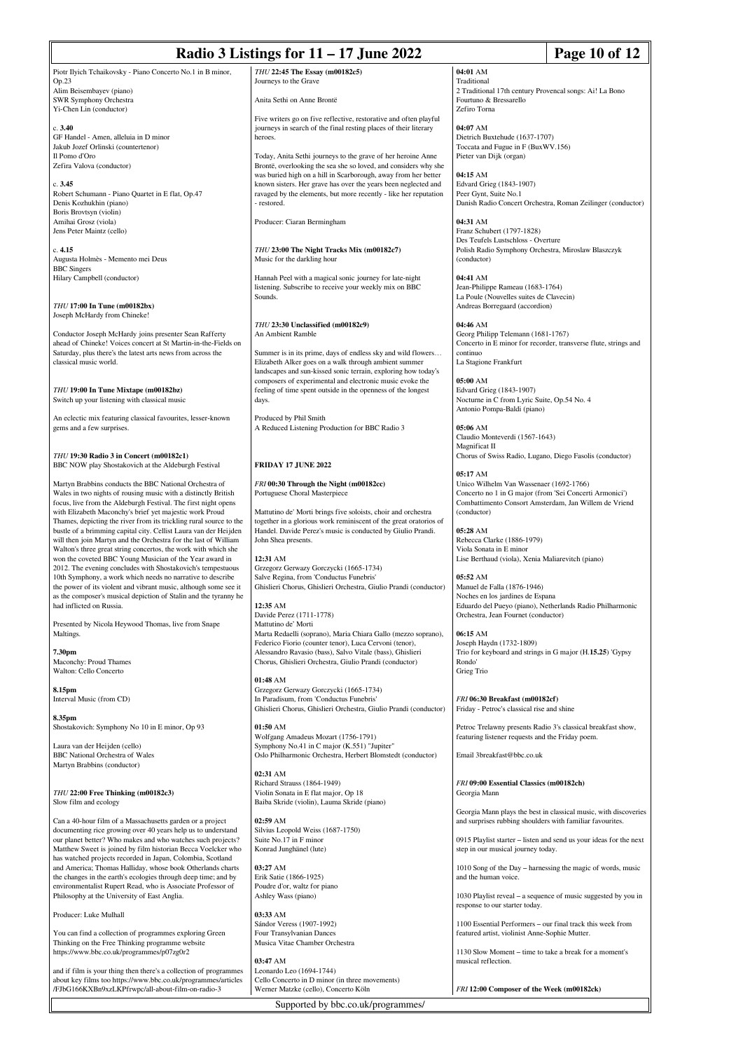Piotr Ilyich Tchaikovsky - Piano Concerto No.1 in B minor, Op.23
Alim Beisembayev (piano)
SWR Symphony Orchestra
Yi-Chen Lin (conductor)

c. **3.40**
GF Handel - Amen, alleluia in D minor
Jakub Jozef Orlinski (countertenor)
Il Pomo d'Oro
Zefira Valova (conductor)

c. **3.45**
Robert Schumann - Piano Quartet in E flat, Op.47
Denis Kozhukhin (piano)
Boris Brovtsyn (violin)
Amihai Grosz (viola)
Jens Peter Maintz (cello)

c. **4.15**
Augusta Holmès - Memento mei Deus
BBC Singers
Hilary Campbell (conductor)

*THU* **17:00 In Tune (m00182bx)**
Joseph McHardy from Chineke!

Conductor Joseph McHardy joins presenter Sean Rafferty ahead of Chineke! Voices concert at St Martin-in-the-Fields on Saturday, plus there's the latest arts news from across the classical music world.

*THU* **19:00 In Tune Mixtape (m00182bz)**
Switch up your listening with classical music

An eclectic mix featuring classical favourites, lesser-known gems and a few surprises.

*THU* **19:30 Radio 3 in Concert (m00182c1)**
BBC NOW play Shostakovich at the Aldeburgh Festival

Martyn Brabbins conducts the BBC National Orchestra of Wales in two nights of rousing music with a distinctly British focus, live from the Aldeburgh Festival. The first night opens with Elizabeth Maconchy's brief yet majestic work Proud Thames, depicting the river from its trickling rural source to the bustle of a brimming capital city. Cellist Laura van der Heijden will then join Martyn and the Orchestra for the last of William Walton's three great string concertos, the work with which she won the coveted BBC Young Musician of the Year award in 2012. The evening concludes with Shostakovich's tempestuous 10th Symphony, a work which needs no narrative to describe the power of its violent and vibrant music, although some see it as the composer's musical depiction of Stalin and the tyranny he had inflicted on Russia.

Presented by Nicola Heywood Thomas, live from Snape Maltings.

**7.30pm**
Maconchy: Proud Thames
Walton: Cello Concerto

**8.15pm**
Interval Music (from CD)

**8.35pm**
Shostakovich: Symphony No 10 in E minor, Op 93

Laura van der Heijden (cello)
BBC National Orchestra of Wales
Martyn Brabbins (conductor)

*THU* **22:00 Free Thinking (m00182c3)**
Slow film and ecology

Can a 40-hour film of a Massachusetts garden or a project documenting rice growing over 40 years help us to understand our planet better? Who makes and who watches such projects? Matthew Sweet is joined by film historian Becca Voelcker who has watched projects recorded in Japan, Colombia, Scotland and America; Thomas Halliday, whose book Otherlands charts the changes in the earth's ecologies through deep time; and by environmentalist Rupert Read, who is Associate Professor of Philosophy at the University of East Anglia.

Producer: Luke Mulhall

You can find a collection of programmes exploring Green Thinking on the Free Thinking programme website https://www.bbc.co.uk/programmes/p07zg0r2

and if film is your thing then there's a collection of programmes about key films too https://www.bbc.co.uk/programmes/articles/FJbG166KXBn9xzLKPfrwpc/all-about-film-on-radio-3

*THU* **22:45 The Essay (m00182c5)**
Journeys to the Grave

Anita Sethi on Anne Brontë

Five writers go on five reflective, restorative and often playful journeys in search of the final resting places of their literary heroes.

Today, Anita Sethi journeys to the grave of her heroine Anne Brontë, overlooking the sea she so loved, and considers why she was buried high on a hill in Scarborough, away from her better known sisters. Her grave has over the years been neglected and ravaged by the elements, but more recently - like her reputation - restored.

Producer: Ciaran Bermingham

*THU* **23:00 The Night Tracks Mix (m00182c7)**
Music for the darkling hour

Hannah Peel with a magical sonic journey for late-night listening. Subscribe to receive your weekly mix on BBC Sounds.

*THU* **23:30 Unclassified (m00182c9)**
An Ambient Ramble

Summer is in its prime, days of endless sky and wild flowers… Elizabeth Alker goes on a walk through ambient summer landscapes and sun-kissed sonic terrain, exploring how today's composers of experimental and electronic music evoke the feeling of time spent outside in the openness of the longest days.

Produced by Phil Smith
A Reduced Listening Production for BBC Radio 3

## FRIDAY 17 JUNE 2022

*FRI* **00:30 Through the Night (m00182cc)**
Portuguese Choral Masterpiece

Mattutino de' Morti brings five soloists, choir and orchestra together in a glorious work reminiscent of the great oratorios of Handel. Davide Perez's music is conducted by Giulio Prandi. John Shea presents.

**12:31** AM
Grzegorz Gerwazy Gorczycki (1665-1734)
Salve Regina, from 'Conductus Funebris'
Ghislieri Chorus, Ghislieri Orchestra, Giulio Prandi (conductor)

**12:35** AM
Davide Perez (1711-1778)
Mattutino de' Morti
Marta Redaelli (soprano), Maria Chiara Gallo (mezzo soprano), Federico Fiorio (counter tenor), Luca Cervoni (tenor), Alessandro Ravasio (bass), Salvo Vitale (bass), Ghislieri Chorus, Ghislieri Orchestra, Giulio Prandi (conductor)

**01:48** AM
Grzegorz Gerwazy Gorczycki (1665-1734)
In Paradisum, from 'Conductus Funebris'
Ghislieri Chorus, Ghislieri Orchestra, Giulio Prandi (conductor)

**01:50** AM
Wolfgang Amadeus Mozart (1756-1791)
Symphony No.41 in C major (K.551) "Jupiter"
Oslo Philharmonic Orchestra, Herbert Blomstedt (conductor)

**02:31** AM
Richard Strauss (1864-1949)
Violin Sonata in E flat major, Op 18
Baiba Skride (violin), Lauma Skride (piano)

**02:59** AM
Silvius Leopold Weiss (1687-1750)
Suite No.17 in F minor
Konrad Junghänel (lute)

**03:27** AM
Erik Satie (1866-1925)
Poudre d'or, waltz for piano
Ashley Wass (piano)

**03:33** AM
Sándor Veress (1907-1992)
Four Transylvanian Dances
Musica Vitae Chamber Orchestra

**03:47** AM
Leonardo Leo (1694-1744)
Cello Concerto in D minor (in three movements)
Werner Matzke (cello), Concerto Köln

**04:01** AM
Traditional
2 Traditional 17th century Provencal songs: Ai! La Bono Fourtuno & Bressarello
Zefiro Torna

**04:07** AM
Dietrich Buxtehude (1637-1707)
Toccata and Fugue in F (BuxWV.156)
Pieter van Dijk (organ)

**04:15** AM
Edvard Grieg (1843-1907)
Peer Gynt, Suite No.1
Danish Radio Concert Orchestra, Roman Zeilinger (conductor)

**04:31** AM
Franz Schubert (1797-1828)
Des Teufels Lustschloss - Overture
Polish Radio Symphony Orchestra, Miroslaw Blaszczyk (conductor)

**04:41** AM
Jean-Philippe Rameau (1683-1764)
La Poule (Nouvelles suites de Clavecin)
Andreas Borregaard (accordion)

**04:46** AM
Georg Philipp Telemann (1681-1767)
Concerto in E minor for recorder, transverse flute, strings and continuo
La Stagione Frankfurt

**05:00** AM
Edvard Grieg (1843-1907)
Nocturne in C from Lyric Suite, Op.54 No. 4
Antonio Pompa-Baldi (piano)

**05:06** AM
Claudio Monteverdi (1567-1643)
Magnificat II
Chorus of Swiss Radio, Lugano, Diego Fasolis (conductor)

**05:17** AM
Unico Wilhelm Van Wassenaer (1692-1766)
Concerto no 1 in G major (from 'Sei Concerti Armonici')
Combattimento Consort Amsterdam, Jan Willem de Vriend (conductor)

**05:28** AM
Rebecca Clarke (1886-1979)
Viola Sonata in E minor
Lise Berthaud (viola), Xenia Maliarevitch (piano)

**05:52** AM
Manuel de Falla (1876-1946)
Noches en los jardines de Espana
Eduardo del Pueyo (piano), Netherlands Radio Philharmonic Orchestra, Jean Fournet (conductor)

**06:15** AM
Joseph Haydn (1732-1809)
Trio for keyboard and strings in G major (H.**15.25**) 'Gypsy Rondo'
Grieg Trio

*FRI* **06:30 Breakfast (m00182cf)**
Friday - Petroc's classical rise and shine

Petroc Trelawny presents Radio 3's classical breakfast show, featuring listener requests and the Friday poem.

Email 3breakfast@bbc.co.uk

*FRI* **09:00 Essential Classics (m00182ch)**
Georgia Mann

Georgia Mann plays the best in classical music, with discoveries and surprises rubbing shoulders with familiar favourites.

0915 Playlist starter – listen and send us your ideas for the next step in our musical journey today.

1010 Song of the Day – harnessing the magic of words, music and the human voice.

1030 Playlist reveal – a sequence of music suggested by you in response to our starter today.

1100 Essential Performers – our final track this week from featured artist, violinist Anne-Sophie Mutter.

1130 Slow Moment – time to take a break for a moment's musical reflection.

*FRI* **12:00 Composer of the Week (m00182ck)**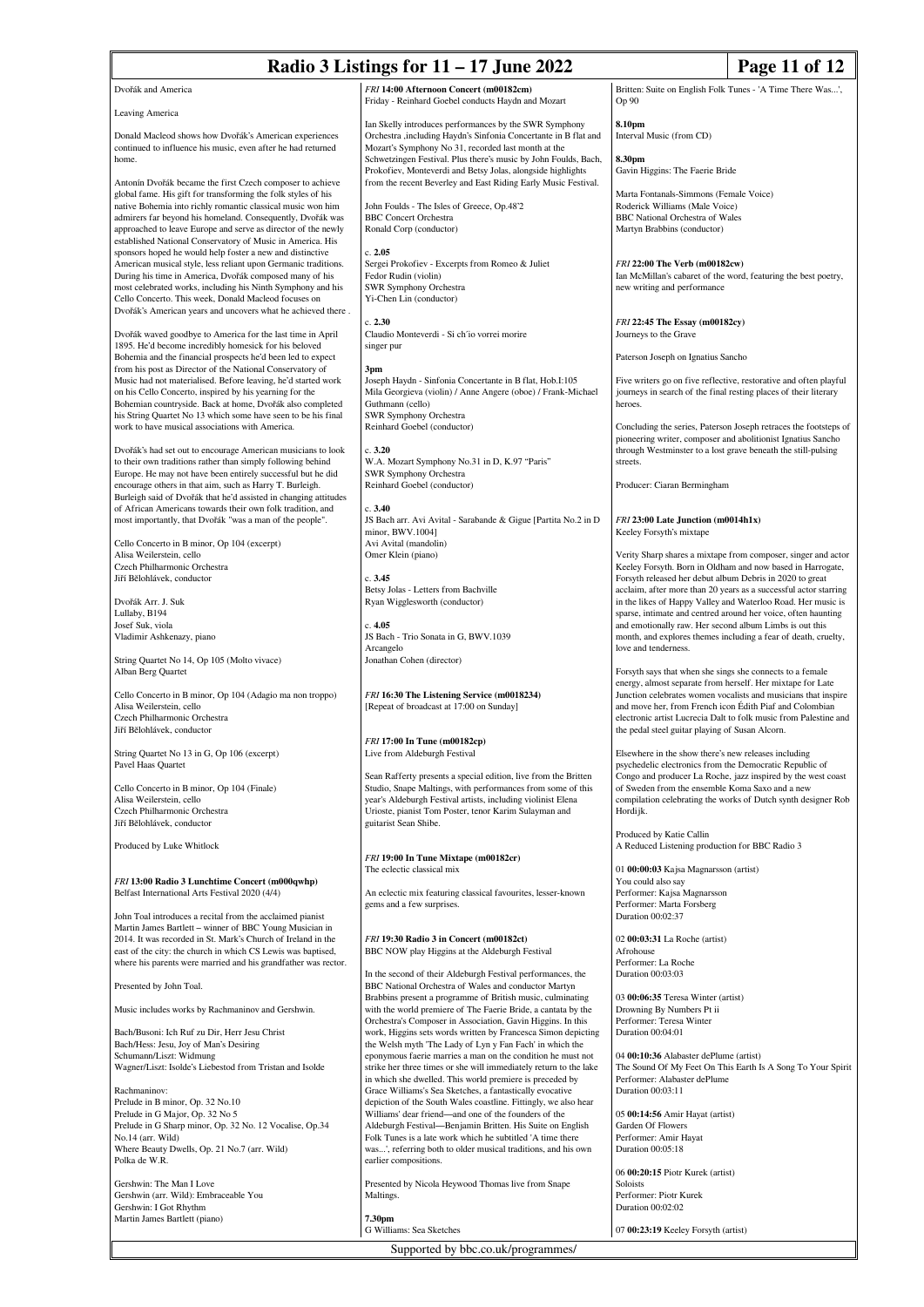Dvořák and America

Leaving America

Donald Macleod shows how Dvořák's American experiences continued to influence his music, even after he had returned home.

Antonín Dvořák became the first Czech composer to achieve global fame. His gift for transforming the folk styles of his native Bohemia into richly romantic classical music won him admirers far beyond his homeland. Consequently, Dvořák was approached to leave Europe and serve as director of the newly established National Conservatory of Music in America. His sponsors hoped he would help foster a new and distinctive American musical style, less reliant upon Germanic traditions. During his time in America, Dvořák composed many of his most celebrated works, including his Ninth Symphony and his Cello Concerto. This week, Donald Macleod focuses on Dvořák's American years and uncovers what he achieved there .

Dvořák waved goodbye to America for the last time in April 1895. He'd become incredibly homesick for his beloved Bohemia and the financial prospects he'd been led to expect from his post as Director of the National Conservatory of Music had not materialised. Before leaving, he'd started work on his Cello Concerto, inspired by his yearning for the Bohemian countryside. Back at home, Dvořák also completed his String Quartet No 13 which some have seen to be his final work to have musical associations with America.

Dvořák's had set out to encourage American musicians to look to their own traditions rather than simply following behind Europe. He may not have been entirely successful but he did encourage others in that aim, such as Harry T. Burleigh. Burleigh said of Dvořák that he'd assisted in changing attitudes of African Americans towards their own folk tradition, and most importantly, that Dvořák "was a man of the people".

Cello Concerto in B minor, Op 104 (excerpt)
Alisa Weilerstein, cello
Czech Philharmonic Orchestra
Jiří Bělohlávek, conductor

Dvořák Arr. J. Suk
Lullaby, B194
Josef Suk, viola
Vladimir Ashkenazy, piano

String Quartet No 14, Op 105 (Molto vivace)
Alban Berg Quartet

Cello Concerto in B minor, Op 104 (Adagio ma non troppo)
Alisa Weilerstein, cello
Czech Philharmonic Orchestra
Jiří Bělohlávek, conductor

String Quartet No 13 in G, Op 106 (excerpt)
Pavel Haas Quartet

Cello Concerto in B minor, Op 104 (Finale)
Alisa Weilerstein, cello
Czech Philharmonic Orchestra
Jiří Bělohlávek, conductor

Produced by Luke Whitlock

*FRI* **13:00 Radio 3 Lunchtime Concert (m000qwhp)**
Belfast International Arts Festival 2020 (4/4)

John Toal introduces a recital from the acclaimed pianist Martin James Bartlett – winner of BBC Young Musician in 2014. It was recorded in St. Mark's Church of Ireland in the east of the city: the church in which CS Lewis was baptised, where his parents were married and his grandfather was rector.

Presented by John Toal.

Music includes works by Rachmaninov and Gershwin.

Bach/Busoni: Ich Ruf zu Dir, Herr Jesu Christ
Bach/Hess: Jesu, Joy of Man's Desiring
Schumann/Liszt: Widmung
Wagner/Liszt: Isolde's Liebestod from Tristan and Isolde

Rachmaninov:
Prelude in B minor, Op. 32 No.10
Prelude in G Major, Op. 32 No 5
Prelude in G Sharp minor, Op. 32 No. 12 Vocalise, Op.34 No.14 (arr. Wild)
Where Beauty Dwells, Op. 21 No.7 (arr. Wild)
Polka de W.R.

Gershwin: The Man I Love
Gershwin (arr. Wild): Embraceable You
Gershwin: I Got Rhythm
Martin James Bartlett (piano)

*FRI* **14:00 Afternoon Concert (m00182cm)**
Friday - Reinhard Goebel conducts Haydn and Mozart

Ian Skelly introduces performances by the SWR Symphony Orchestra ,including Haydn's Sinfonia Concertante in B flat and Mozart's Symphony No 31, recorded last month at the Schwetzingen Festival. Plus there's music by John Foulds, Bach, Prokofiev, Monteverdi and Betsy Jolas, alongside highlights from the recent Beverley and East Riding Early Music Festival.

John Foulds - The Isles of Greece, Op.48'2
BBC Concert Orchestra
Ronald Corp (conductor)

c. **2.05**
Sergei Prokofiev - Excerpts from Romeo & Juliet
Fedor Rudin (violin)
SWR Symphony Orchestra
Yi-Chen Lin (conductor)

c. **2.30**
Claudio Monteverdi - Si ch'io vorrei morire
singer pur

**3pm**
Joseph Haydn - Sinfonia Concertante in B flat, Hob.I:105
Mila Georgieva (violin) / Anne Angere (oboe) / Frank-Michael Guthmann (cello)
SWR Symphony Orchestra
Reinhard Goebel (conductor)

c. **3.20**
W.A. Mozart Symphony No.31 in D, K.97 "Paris"
SWR Symphony Orchestra
Reinhard Goebel (conductor)

c. **3.40**
JS Bach arr. Avi Avital - Sarabande & Gigue [Partita No.2 in D minor, BWV.1004]
Avi Avital (mandolin)
Omer Klein (piano)

c. **3.45**
Betsy Jolas - Letters from Bachville
Ryan Wigglesworth (conductor)

c. **4.05**
JS Bach - Trio Sonata in G, BWV.1039
Arcangelo
Jonathan Cohen (director)

*FRI* **16:30 The Listening Service (m0018234)**
[Repeat of broadcast at 17:00 on Sunday]

*FRI* **17:00 In Tune (m00182cp)**
Live from Aldeburgh Festival

Sean Rafferty presents a special edition, live from the Britten Studio, Snape Maltings, with performances from some of this year's Aldeburgh Festival artists, including violinist Elena Urioste, pianist Tom Poster, tenor Karim Sulayman and guitarist Sean Shibe.

*FRI* **19:00 In Tune Mixtape (m00182cr)**
The eclectic classical mix

An eclectic mix featuring classical favourites, lesser-known gems and a few surprises.

*FRI* **19:30 Radio 3 in Concert (m00182ct)**
BBC NOW play Higgins at the Aldeburgh Festival

In the second of their Aldeburgh Festival performances, the BBC National Orchestra of Wales and conductor Martyn Brabbins present a programme of British music, culminating with the world premiere of The Faerie Bride, a cantata by the Orchestra's Composer in Association, Gavin Higgins. In this work, Higgins sets words written by Francesca Simon depicting the Welsh myth 'The Lady of Lyn y Fan Fach' in which the eponymous faerie marries a man on the condition he must not strike her three times or she will immediately return to the lake in which she dwelled. This world premiere is preceded by Grace Williams's Sea Sketches, a fantastically evocative depiction of the South Wales coastline. Fittingly, we also hear Williams' dear friend—and one of the founders of the Aldeburgh Festival—Benjamin Britten. His Suite on English Folk Tunes is a late work which he subtitled 'A time there was...', referring both to older musical traditions, and his own earlier compositions.

Presented by Nicola Heywood Thomas live from Snape Maltings.

**7.30pm**
G Williams: Sea Sketches

Britten: Suite on English Folk Tunes - 'A Time There Was...', Op 90

**8.10pm**
Interval Music (from CD)

**8.30pm**
Gavin Higgins: The Faerie Bride

Marta Fontanals-Simmons (Female Voice)
Roderick Williams (Male Voice)
BBC National Orchestra of Wales
Martyn Brabbins (conductor)

*FRI* **22:00 The Verb (m00182cw)**
Ian McMillan's cabaret of the word, featuring the best poetry, new writing and performance

*FRI* **22:45 The Essay (m00182cy)**
Journeys to the Grave

Paterson Joseph on Ignatius Sancho

Five writers go on five reflective, restorative and often playful journeys in search of the final resting places of their literary heroes.

Concluding the series, Paterson Joseph retraces the footsteps of pioneering writer, composer and abolitionist Ignatius Sancho through Westminster to a lost grave beneath the still-pulsing streets.

Producer: Ciaran Bermingham

*FRI* **23:00 Late Junction (m0014h1x)**
Keeley Forsyth's mixtape

Verity Sharp shares a mixtape from composer, singer and actor Keeley Forsyth. Born in Oldham and now based in Harrogate, Forsyth released her debut album Debris in 2020 to great acclaim, after more than 20 years as a successful actor starring in the likes of Happy Valley and Waterloo Road. Her music is sparse, intimate and centred around her voice, often haunting and emotionally raw. Her second album Limbs is out this month, and explores themes including a fear of death, cruelty, love and tenderness.

Forsyth says that when she sings she connects to a female energy, almost separate from herself. Her mixtape for Late Junction celebrates women vocalists and musicians that inspire and move her, from French icon Édith Piaf and Colombian electronic artist Lucrecia Dalt to folk music from Palestine and the pedal steel guitar playing of Susan Alcorn.

Elsewhere in the show there's new releases including psychedelic electronics from the Democratic Republic of Congo and producer La Roche, jazz inspired by the west coast of Sweden from the ensemble Koma Saxo and a new compilation celebrating the works of Dutch synth designer Rob Hordijk.

Produced by Katie Callin
A Reduced Listening production for BBC Radio 3

01 **00:00:03** Kajsa Magnarsson (artist)
You could also say
Performer: Kajsa Magnarsson
Performer: Marta Forsberg
Duration 00:02:37

02 **00:03:31** La Roche (artist)
Afrohouse
Performer: La Roche
Duration 00:03:03

03 **00:06:35** Teresa Winter (artist)
Drowning By Numbers Pt ii
Performer: Teresa Winter
Duration 00:04:01

04 **00:10:36** Alabaster dePlume (artist)
The Sound Of My Feet On This Earth Is A Song To Your Spirit
Performer: Alabaster dePlume
Duration 00:03:11

05 **00:14:56** Amir Hayat (artist)
Garden Of Flowers
Performer: Amir Hayat
Duration 00:05:18

06 **00:20:15** Piotr Kurek (artist)
Soloists
Performer: Piotr Kurek
Duration 00:02:02

07 **00:23:19** Keeley Forsyth (artist)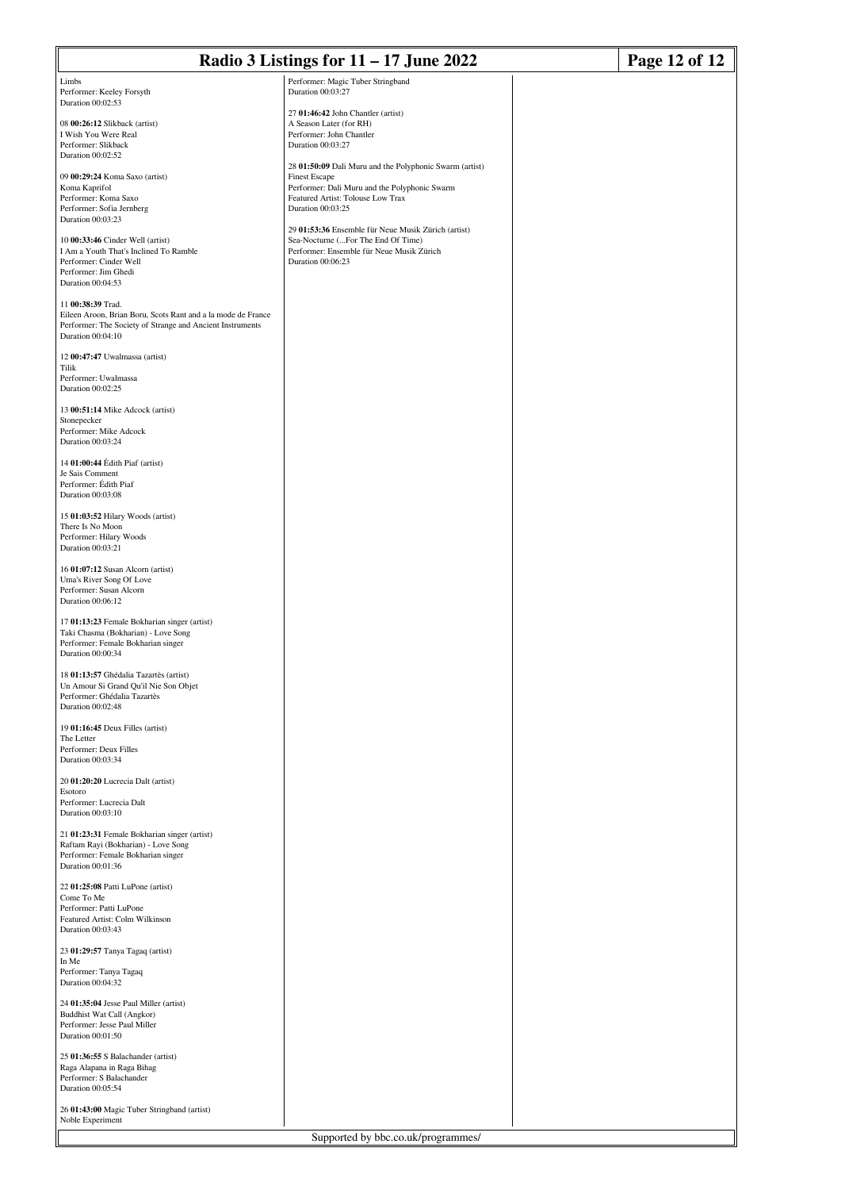Limbs
Performer: Keeley Forsyth
Duration 00:02:53

08 **00:26:12** Slikback (artist)
I Wish You Were Real
Performer: Slikback
Duration 00:02:52

09 **00:29:24** Koma Saxo (artist)
Koma Kaprifol
Performer: Koma Saxo
Performer: Sofia Jernberg
Duration 00:03:23

10 **00:33:46** Cinder Well (artist)
I Am a Youth That's Inclined To Ramble
Performer: Cinder Well
Performer: Jim Ghedi
Duration 00:04:53

11 **00:38:39** Trad.
Eileen Aroon, Brian Boru, Scots Rant and a la mode de France
Performer: The Society of Strange and Ancient Instruments
Duration 00:04:10

12 **00:47:47** Uwalmassa (artist)
Tilik
Performer: Uwalmassa
Duration 00:02:25

13 **00:51:14** Mike Adcock (artist)
Stonepecker
Performer: Mike Adcock
Duration 00:03:24

14 **01:00:44** Édith Piaf (artist)
Je Sais Comment
Performer: Édith Piaf
Duration 00:03:08

15 **01:03:52** Hilary Woods (artist)
There Is No Moon
Performer: Hilary Woods
Duration 00:03:21

16 **01:07:12** Susan Alcorn (artist)
Uma's River Song Of Love
Performer: Susan Alcorn
Duration 00:06:12

17 **01:13:23** Female Bokharian singer (artist)
Taki Chasma (Bokharian) - Love Song
Performer: Female Bokharian singer
Duration 00:00:34

18 **01:13:57** Ghédalia Tazartès (artist)
Un Amour Si Grand Qu'il Nie Son Objet
Performer: Ghédalia Tazartès
Duration 00:02:48

19 **01:16:45** Deux Filles (artist)
The Letter
Performer: Deux Filles
Duration 00:03:34

20 **01:20:20** Lucrecia Dalt (artist)
Esotoro
Performer: Lucrecia Dalt
Duration 00:03:10

21 **01:23:31** Female Bokharian singer (artist)
Raftam Rayi (Bokharian) - Love Song
Performer: Female Bokharian singer
Duration 00:01:36

22 **01:25:08** Patti LuPone (artist)
Come To Me
Performer: Patti LuPone
Featured Artist: Colm Wilkinson
Duration 00:03:43

23 **01:29:57** Tanya Tagaq (artist)
In Me
Performer: Tanya Tagaq
Duration 00:04:32

24 **01:35:04** Jesse Paul Miller (artist)
Buddhist Wat Call (Angkor)
Performer: Jesse Paul Miller
Duration 00:01:50

25 **01:36:55** S Balachander (artist)
Raga Alapana in Raga Bihag
Performer: S Balachander
Duration 00:05:54

26 **01:43:00** Magic Tuber Stringband (artist)
Noble Experiment
Performer: Magic Tuber Stringband
Duration 00:03:27

27 **01:46:42** John Chantler (artist)
A Season Later (for RH)
Performer: John Chantler
Duration 00:03:27

28 **01:50:09** Dali Muru and the Polyphonic Swarm (artist)
Finest Escape
Performer: Dali Muru and the Polyphonic Swarm
Featured Artist: Tolouse Low Trax
Duration 00:03:25

29 **01:53:36** Ensemble für Neue Musik Zürich (artist)
Sea-Nocturne (...For The End Of Time)
Performer: Ensemble für Neue Musik Zürich
Duration 00:06:23